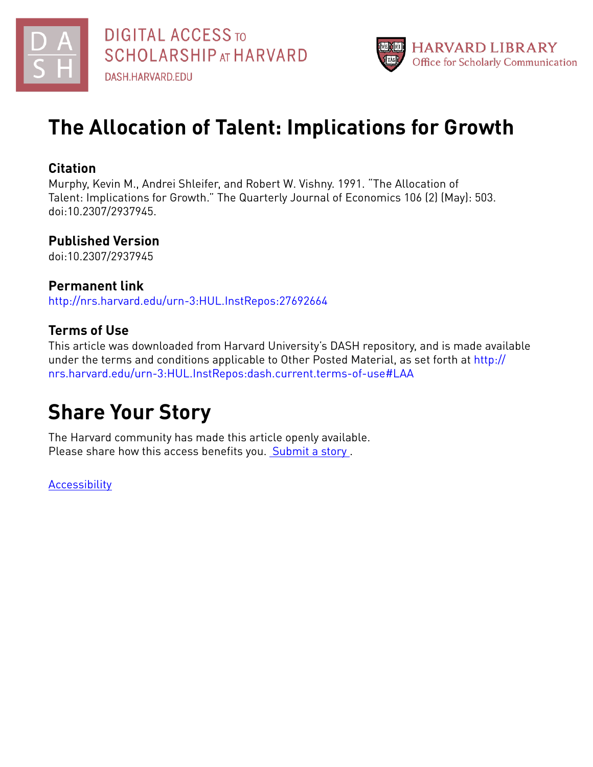DIGITAL ACCESS TO SCHOLARSHIP AT HARVARD

DASH.HARVARD.EDU

HARVARD LIBRARY
Office for Scholarly Communication

# The Allocation of Talent: Implications for Growth

## Citation

Murphy, Kevin M., Andrei Shleifer, and Robert W. Vishny. 1991. "The Allocation of Talent: Implications for Growth." The Quarterly Journal of Economics 106 (2) (May): 503. doi:10.2307/2937945.

## Published Version

doi:10.2307/2937945

## Permanent link

http://nrs.harvard.edu/urn-3:HUL.InstRepos:27692664

## Terms of Use

This article was downloaded from Harvard University's DASH repository, and is made available under the terms and conditions applicable to Other Posted Material, as set forth at http://nrs.harvard.edu/urn-3:HUL.InstRepos:dash.current.terms-of-use#LAA

# Share Your Story

The Harvard community has made this article openly available.
Please share how this access benefits you. Submit a story.

Accessibility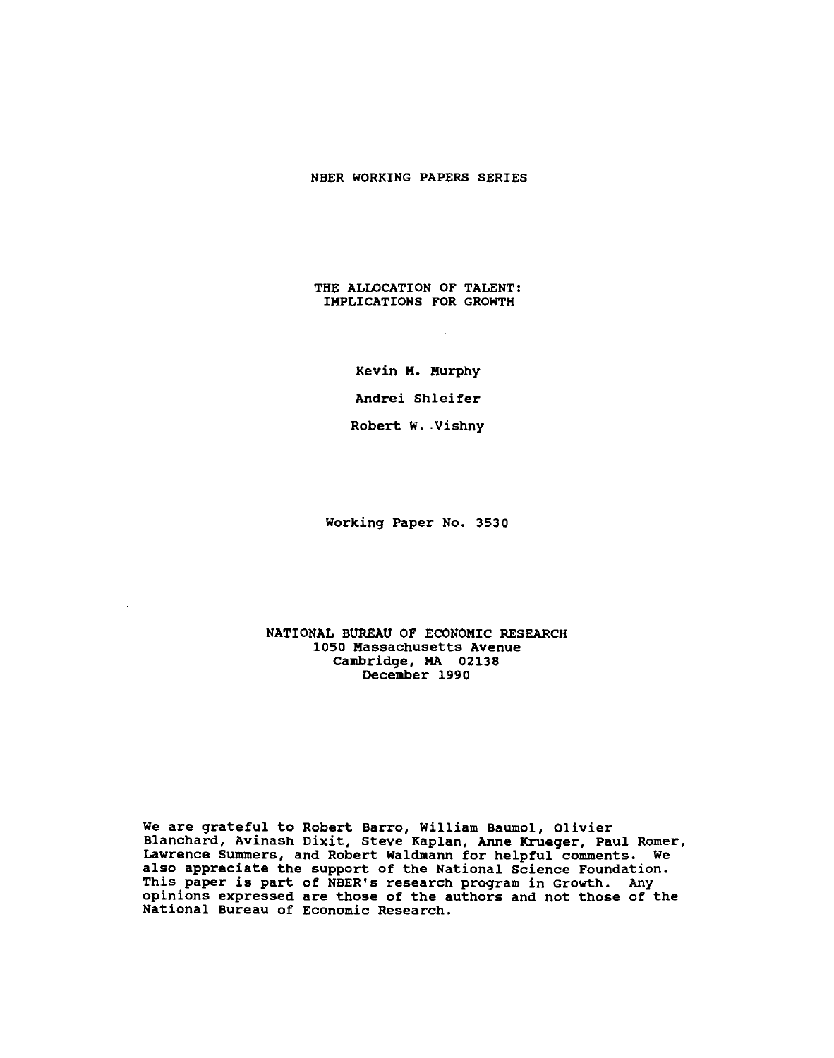NBER WORKING PAPERS SERIES

# THE ALLOCATION OF TALENT: IMPLICATIONS FOR GROWTH

Kevin M. Murphy

Andrei Shleifer

Robert W. Vishny

Working Paper No. 3530

NATIONAL BUREAU OF ECONOMIC RESEARCH
1050 Massachusetts Avenue
Cambridge, MA 02138
December 1990

We are grateful to Robert Barro, William Baumol, Olivier Blanchard, Avinash Dixit, Steve Kaplan, Anne Krueger, Paul Romer, Lawrence Summers, and Robert Waldmann for helpful comments. We also appreciate the support of the National Science Foundation. This paper is part of NBER's research program in Growth. Any opinions expressed are those of the authors and not those of the National Bureau of Economic Research.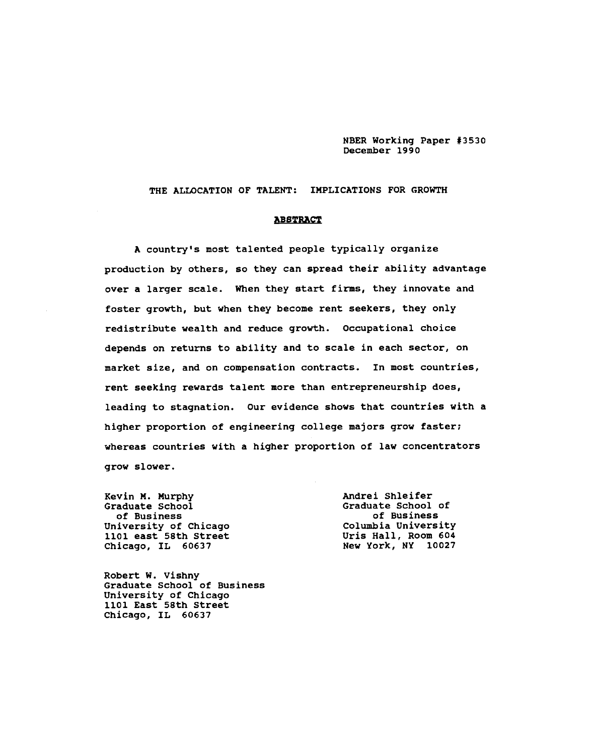NBER Working Paper #3530
December 1990

# THE ALLOCATION OF TALENT: IMPLICATIONS FOR GROWTH

## ABSTRACT

A country's most talented people typically organize production by others, so they can spread their ability advantage over a larger scale. When they start firms, they innovate and foster growth, but when they become rent seekers, they only redistribute wealth and reduce growth. Occupational choice depends on returns to ability and to scale in each sector, on market size, and on compensation contracts. In most countries, rent seeking rewards talent more than entrepreneurship does, leading to stagnation. Our evidence shows that countries with a higher proportion of engineering college majors grow faster; whereas countries with a higher proportion of law concentrators grow slower.

Kevin M. Murphy
Graduate School
of Business
University of Chicago
1101 east 58th Street
Chicago, IL 60637

Andrei Shleifer
Graduate School of
of Business
Columbia University
Uris Hall, Room 604
New York, NY 10027

Robert W. Vishny
Graduate School of Business
University of Chicago
1101 East 58th Street
Chicago, IL 60637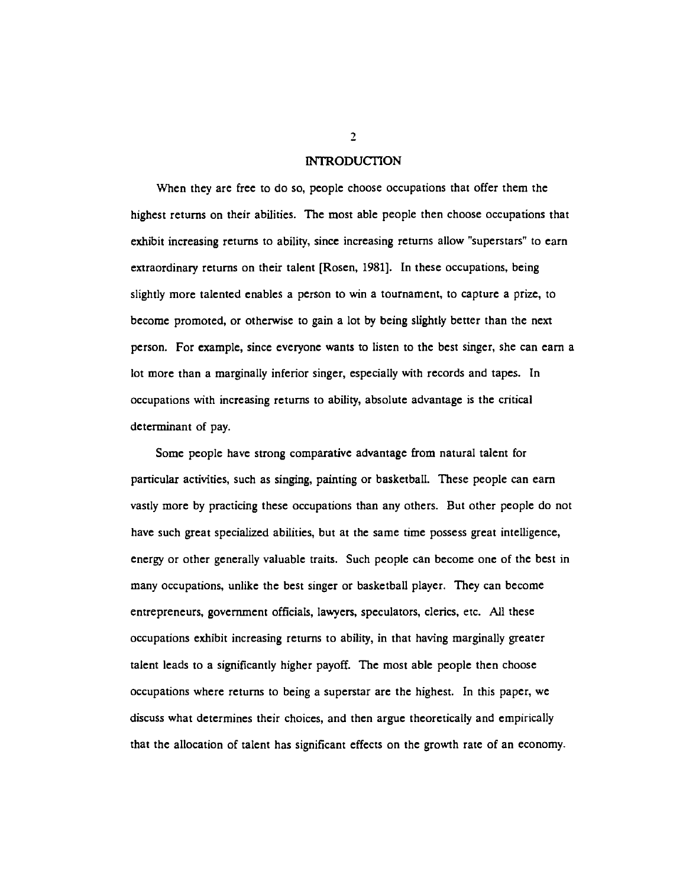## INTRODUCTION

When they are free to do so, people choose occupations that offer them the highest returns on their abilities. The most able people then choose occupations that exhibit increasing returns to ability, since increasing returns allow "superstars" to earn extraordinary returns on their talent [Rosen, 1981]. In these occupations, being slightly more talented enables a person to win a tournament, to capture a prize, to become promoted, or otherwise to gain a lot by being slightly better than the next person. For example, since everyone wants to listen to the best singer, she can earn a lot more than a marginally inferior singer, especially with records and tapes. In occupations with increasing returns to ability, absolute advantage is the critical determinant of pay.

Some people have strong comparative advantage from natural talent for particular activities, such as singing, painting or basketball. These people can earn vastly more by practicing these occupations than any others. But other people do not have such great specialized abilities, but at the same time possess great intelligence, energy or other generally valuable traits. Such people can become one of the best in many occupations, unlike the best singer or basketball player. They can become entrepreneurs, government officials, lawyers, speculators, clerics, etc. All these occupations exhibit increasing returns to ability, in that having marginally greater talent leads to a significantly higher payoff. The most able people then choose occupations where returns to being a superstar are the highest. In this paper, we discuss what determines their choices, and then argue theoretically and empirically that the allocation of talent has significant effects on the growth rate of an economy.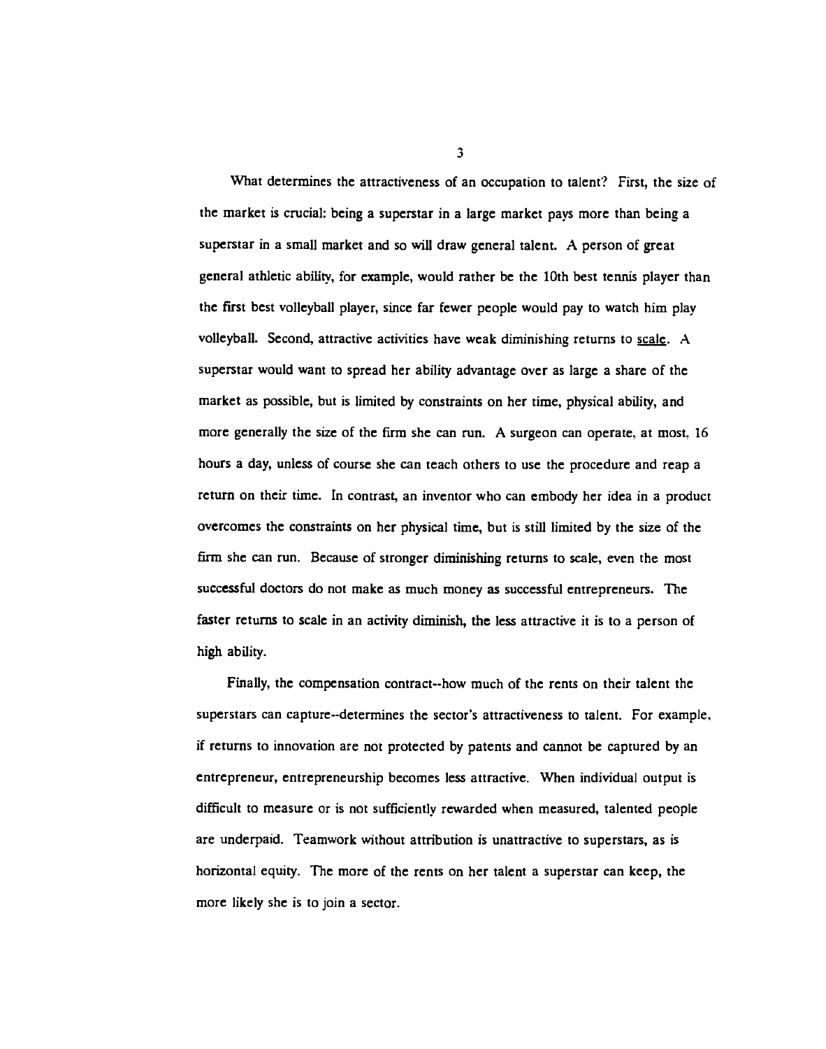What determines the attractiveness of an occupation to talent? First, the size of the market is crucial: being a superstar in a large market pays more than being a superstar in a small market and so will draw general talent. A person of great general athletic ability, for example, would rather be the 10th best tennis player than the first best volleyball player, since far fewer people would pay to watch him play volleyball. Second, attractive activities have weak diminishing returns to <u>scale</u>. A superstar would want to spread her ability advantage over as large a share of the market as possible, but is limited by constraints on her time, physical ability, and more generally the size of the firm she can run. A surgeon can operate, at most, 16 hours a day, unless of course she can teach others to use the procedure and reap a return on their time. In contrast, an inventor who can embody her idea in a product overcomes the constraints on her physical time, but is still limited by the size of the firm she can run. Because of stronger diminishing returns to scale, even the most successful doctors do not make as much money as successful entrepreneurs. The faster returns to scale in an activity diminish, the less attractive it is to a person of high ability.

Finally, the compensation contract--how much of the rents on their talent the superstars can capture--determines the sector's attractiveness to talent. For example, if returns to innovation are not protected by patents and cannot be captured by an entrepreneur, entrepreneurship becomes less attractive. When individual output is difficult to measure or is not sufficiently rewarded when measured, talented people are underpaid. Teamwork without attribution is unattractive to superstars, as is horizontal equity. The more of the rents on her talent a superstar can keep, the more likely she is to join a sector.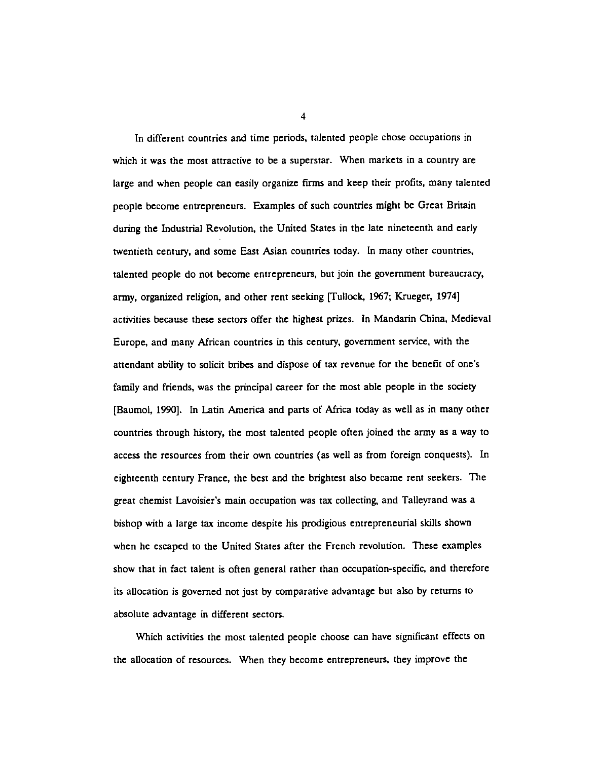In different countries and time periods, talented people chose occupations in which it was the most attractive to be a superstar. When markets in a country are large and when people can easily organize firms and keep their profits, many talented people become entrepreneurs. Examples of such countries might be Great Britain during the Industrial Revolution, the United States in the late nineteenth and early twentieth century, and some East Asian countries today. In many other countries, talented people do not become entrepreneurs, but join the government bureaucracy, army, organized religion, and other rent seeking [Tullock, 1967; Krueger, 1974] activities because these sectors offer the highest prizes. In Mandarin China, Medieval Europe, and many African countries in this century, government service, with the attendant ability to solicit bribes and dispose of tax revenue for the benefit of one's family and friends, was the principal career for the most able people in the society [Baumol, 1990]. In Latin America and parts of Africa today as well as in many other countries through history, the most talented people often joined the army as a way to access the resources from their own countries (as well as from foreign conquests). In eighteenth century France, the best and the brightest also became rent seekers. The great chemist Lavoisier's main occupation was tax collecting, and Talleyrand was a bishop with a large tax income despite his prodigious entrepreneurial skills shown when he escaped to the United States after the French revolution. These examples show that in fact talent is often general rather than occupation-specific, and therefore its allocation is governed not just by comparative advantage but also by returns to absolute advantage in different sectors.

Which activities the most talented people choose can have significant effects on the allocation of resources. When they become entrepreneurs, they improve the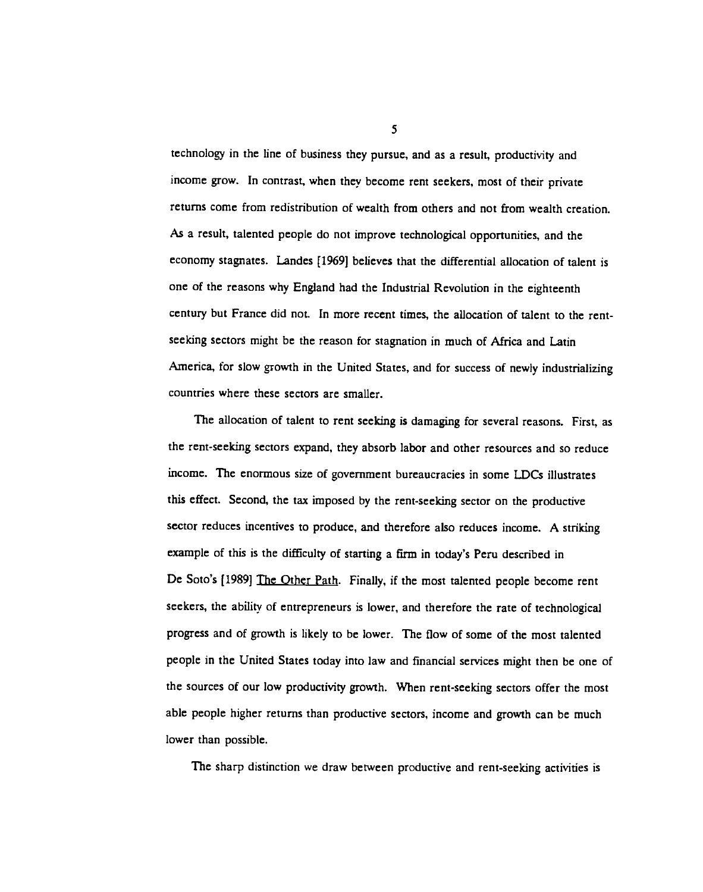technology in the line of business they pursue, and as a result, productivity and income grow. In contrast, when they become rent seekers, most of their private returns come from redistribution of wealth from others and not from wealth creation. As a result, talented people do not improve technological opportunities, and the economy stagnates. Landes [1969] believes that the differential allocation of talent is one of the reasons why England had the Industrial Revolution in the eighteenth century but France did not. In more recent times, the allocation of talent to the rent-seeking sectors might be the reason for stagnation in much of Africa and Latin America, for slow growth in the United States, and for success of newly industrializing countries where these sectors are smaller.

The allocation of talent to rent seeking is damaging for several reasons. First, as the rent-seeking sectors expand, they absorb labor and other resources and so reduce income. The enormous size of government bureaucracies in some LDCs illustrates this effect. Second, the tax imposed by the rent-seeking sector on the productive sector reduces incentives to produce, and therefore also reduces income. A striking example of this is the difficulty of starting a firm in today's Peru described in De Soto's [1989] The Other Path. Finally, if the most talented people become rent seekers, the ability of entrepreneurs is lower, and therefore the rate of technological progress and of growth is likely to be lower. The flow of some of the most talented people in the United States today into law and financial services might then be one of the sources of our low productivity growth. When rent-seeking sectors offer the most able people higher returns than productive sectors, income and growth can be much lower than possible.

The sharp distinction we draw between productive and rent-seeking activities is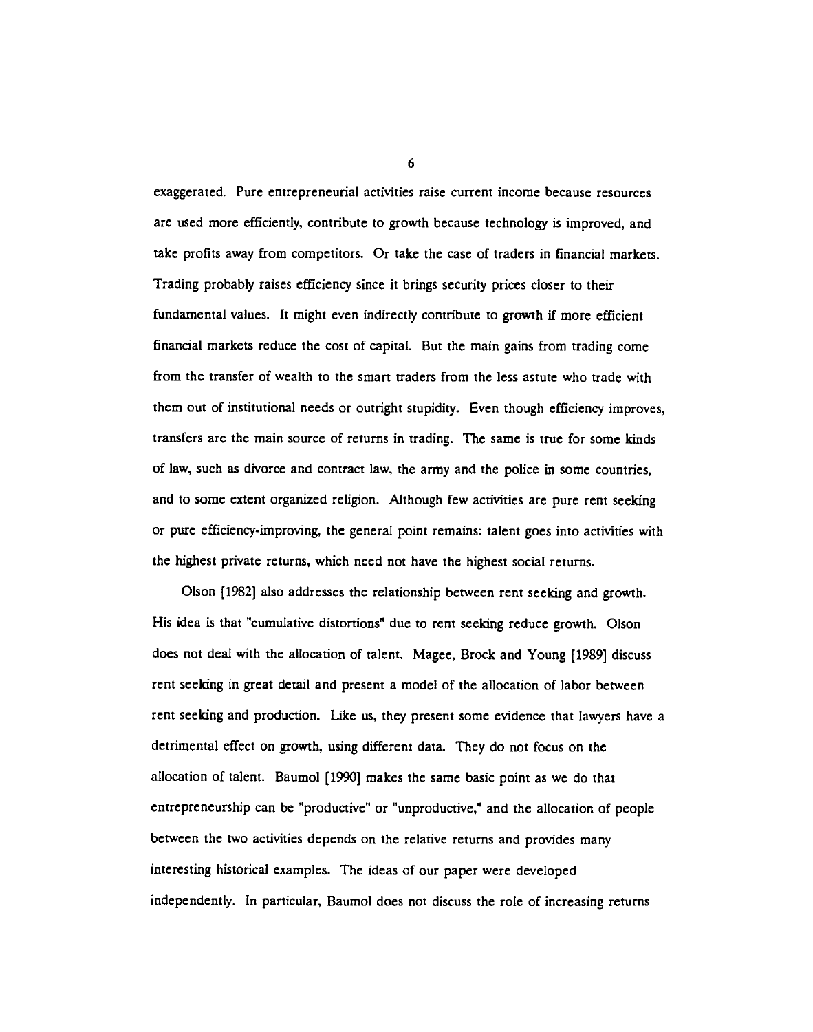exaggerated. Pure entrepreneurial activities raise current income because resources are used more efficiently, contribute to growth because technology is improved, and take profits away from competitors. Or take the case of traders in financial markets. Trading probably raises efficiency since it brings security prices closer to their fundamental values. It might even indirectly contribute to growth if more efficient financial markets reduce the cost of capital. But the main gains from trading come from the transfer of wealth to the smart traders from the less astute who trade with them out of institutional needs or outright stupidity. Even though efficiency improves, transfers are the main source of returns in trading. The same is true for some kinds of law, such as divorce and contract law, the army and the police in some countries, and to some extent organized religion. Although few activities are pure rent seeking or pure efficiency-improving, the general point remains: talent goes into activities with the highest private returns, which need not have the highest social returns.

Olson [1982] also addresses the relationship between rent seeking and growth. His idea is that "cumulative distortions" due to rent seeking reduce growth. Olson does not deal with the allocation of talent. Magee, Brock and Young [1989] discuss rent seeking in great detail and present a model of the allocation of labor between rent seeking and production. Like us, they present some evidence that lawyers have a detrimental effect on growth, using different data. They do not focus on the allocation of talent. Baumol [1990] makes the same basic point as we do that entrepreneurship can be "productive" or "unproductive," and the allocation of people between the two activities depends on the relative returns and provides many interesting historical examples. The ideas of our paper were developed independently. In particular, Baumol does not discuss the role of increasing returns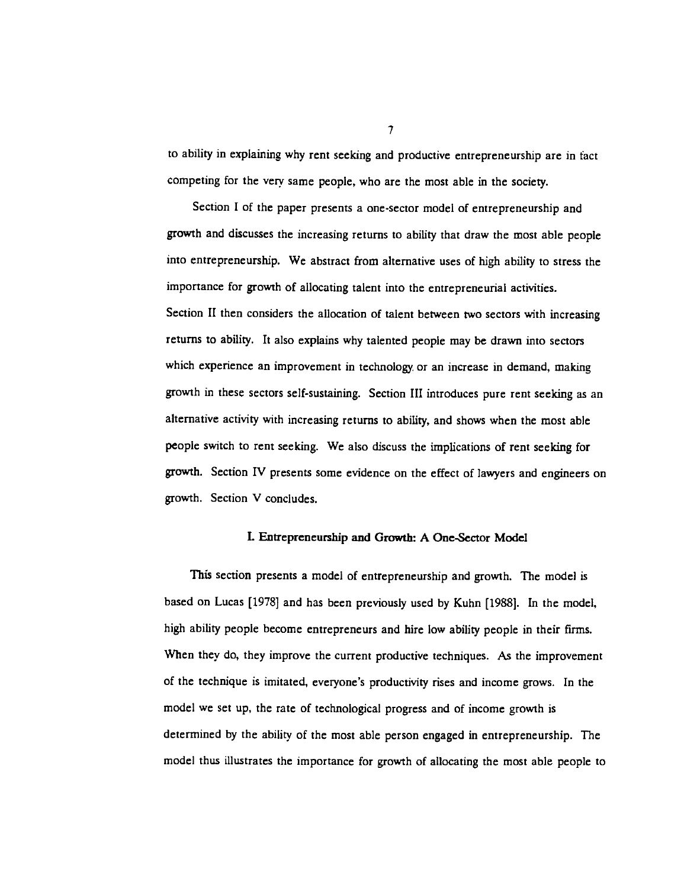to ability in explaining why rent seeking and productive entrepreneurship are in fact competing for the very same people, who are the most able in the society.

Section I of the paper presents a one-sector model of entrepreneurship and growth and discusses the increasing returns to ability that draw the most able people into entrepreneurship. We abstract from alternative uses of high ability to stress the importance for growth of allocating talent into the entrepreneurial activities. Section II then considers the allocation of talent between two sectors with increasing returns to ability. It also explains why talented people may be drawn into sectors which experience an improvement in technology or an increase in demand, making growth in these sectors self-sustaining. Section III introduces pure rent seeking as an alternative activity with increasing returns to ability, and shows when the most able people switch to rent seeking. We also discuss the implications of rent seeking for growth. Section IV presents some evidence on the effect of lawyers and engineers on growth. Section V concludes.

## I. Entrepreneurship and Growth: A One-Sector Model

This section presents a model of entrepreneurship and growth. The model is based on Lucas [1978] and has been previously used by Kuhn [1988]. In the model, high ability people become entrepreneurs and hire low ability people in their firms. When they do, they improve the current productive techniques. As the improvement of the technique is imitated, everyone's productivity rises and income grows. In the model we set up, the rate of technological progress and of income growth is determined by the ability of the most able person engaged in entrepreneurship. The model thus illustrates the importance for growth of allocating the most able people to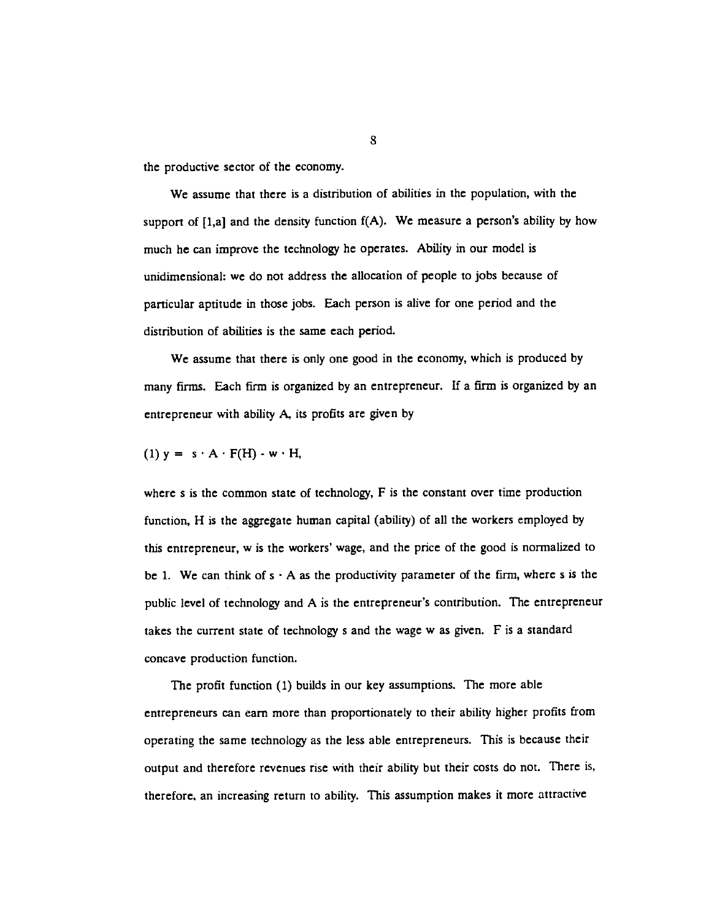the productive sector of the economy.

We assume that there is a distribution of abilities in the population, with the support of $[1,a]$ and the density function $f(A)$. We measure a person's ability by how much he can improve the technology he operates. Ability in our model is unidimensional: we do not address the allocation of people to jobs because of particular aptitude in those jobs. Each person is alive for one period and the distribution of abilities is the same each period.

We assume that there is only one good in the economy, which is produced by many firms. Each firm is organized by an entrepreneur. If a firm is organized by an entrepreneur with ability A, its profits are given by

$$(1)\ y = s \cdot A \cdot F(H) - w \cdot H,$$

where s is the common state of technology, F is the constant over time production function, H is the aggregate human capital (ability) of all the workers employed by this entrepreneur, w is the workers' wage, and the price of the good is normalized to be 1. We can think of $s \cdot A$ as the productivity parameter of the firm, where s is the public level of technology and A is the entrepreneur's contribution. The entrepreneur takes the current state of technology s and the wage w as given. F is a standard concave production function.

The profit function (1) builds in our key assumptions. The more able entrepreneurs can earn more than proportionately to their ability higher profits from operating the same technology as the less able entrepreneurs. This is because their output and therefore revenues rise with their ability but their costs do not. There is, therefore, an increasing return to ability. This assumption makes it more attractive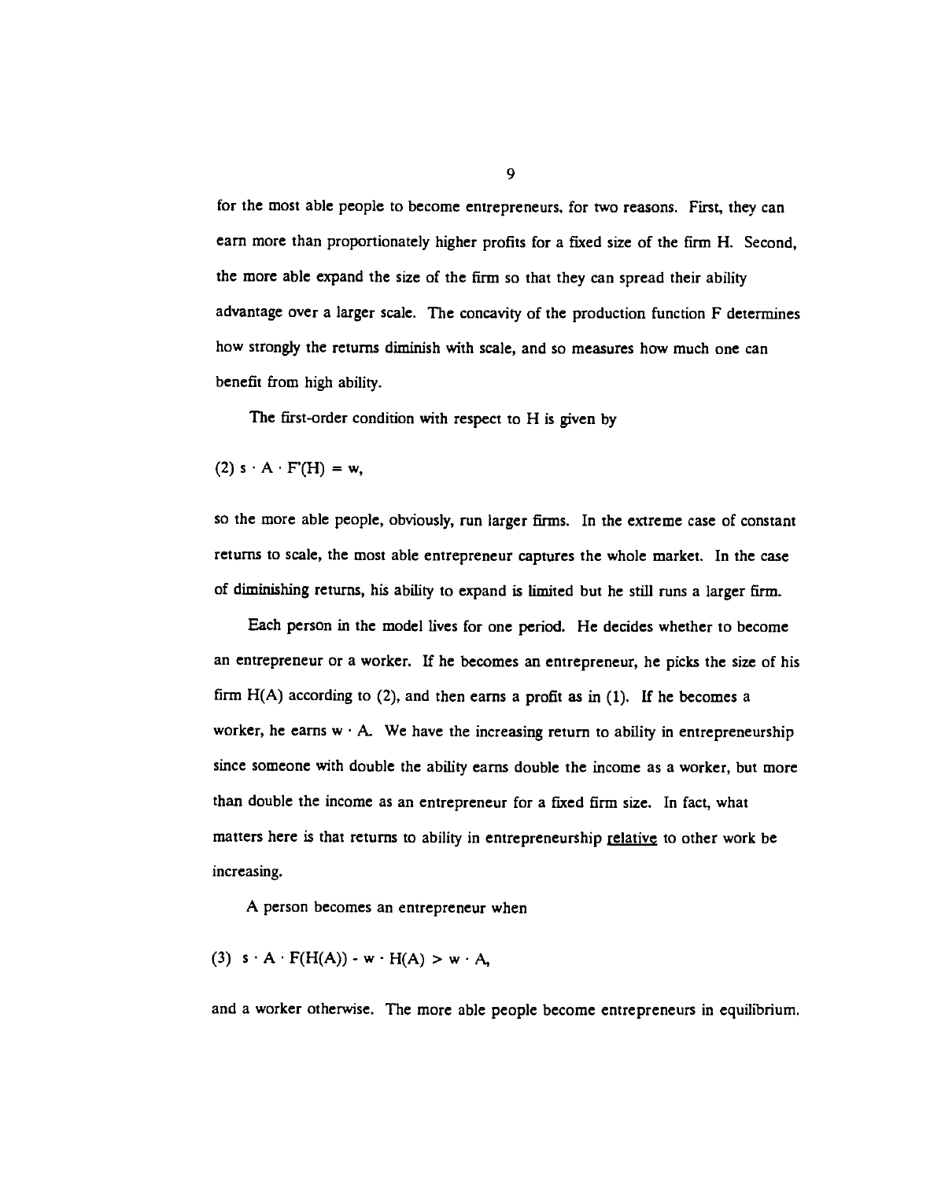for the most able people to become entrepreneurs, for two reasons. First, they can earn more than proportionately higher profits for a fixed size of the firm H. Second, the more able expand the size of the firm so that they can spread their ability advantage over a larger scale. The concavity of the production function F determines how strongly the returns diminish with scale, and so measures how much one can benefit from high ability.

The first-order condition with respect to H is given by

$$(2)\ s \cdot A \cdot F'(H) = w,$$

so the more able people, obviously, run larger firms. In the extreme case of constant returns to scale, the most able entrepreneur captures the whole market. In the case of diminishing returns, his ability to expand is limited but he still runs a larger firm.

Each person in the model lives for one period. He decides whether to become an entrepreneur or a worker. If he becomes an entrepreneur, he picks the size of his firm H(A) according to (2), and then earns a profit as in (1). If he becomes a worker, he earns $w \cdot A$. We have the increasing return to ability in entrepreneurship since someone with double the ability earns double the income as a worker, but more than double the income as an entrepreneur for a fixed firm size. In fact, what matters here is that returns to ability in entrepreneurship <u>relative</u> to other work be increasing.

A person becomes an entrepreneur when

$$(3)\ s \cdot A \cdot F(H(A)) - w \cdot H(A) > w \cdot A,$$

and a worker otherwise. The more able people become entrepreneurs in equilibrium.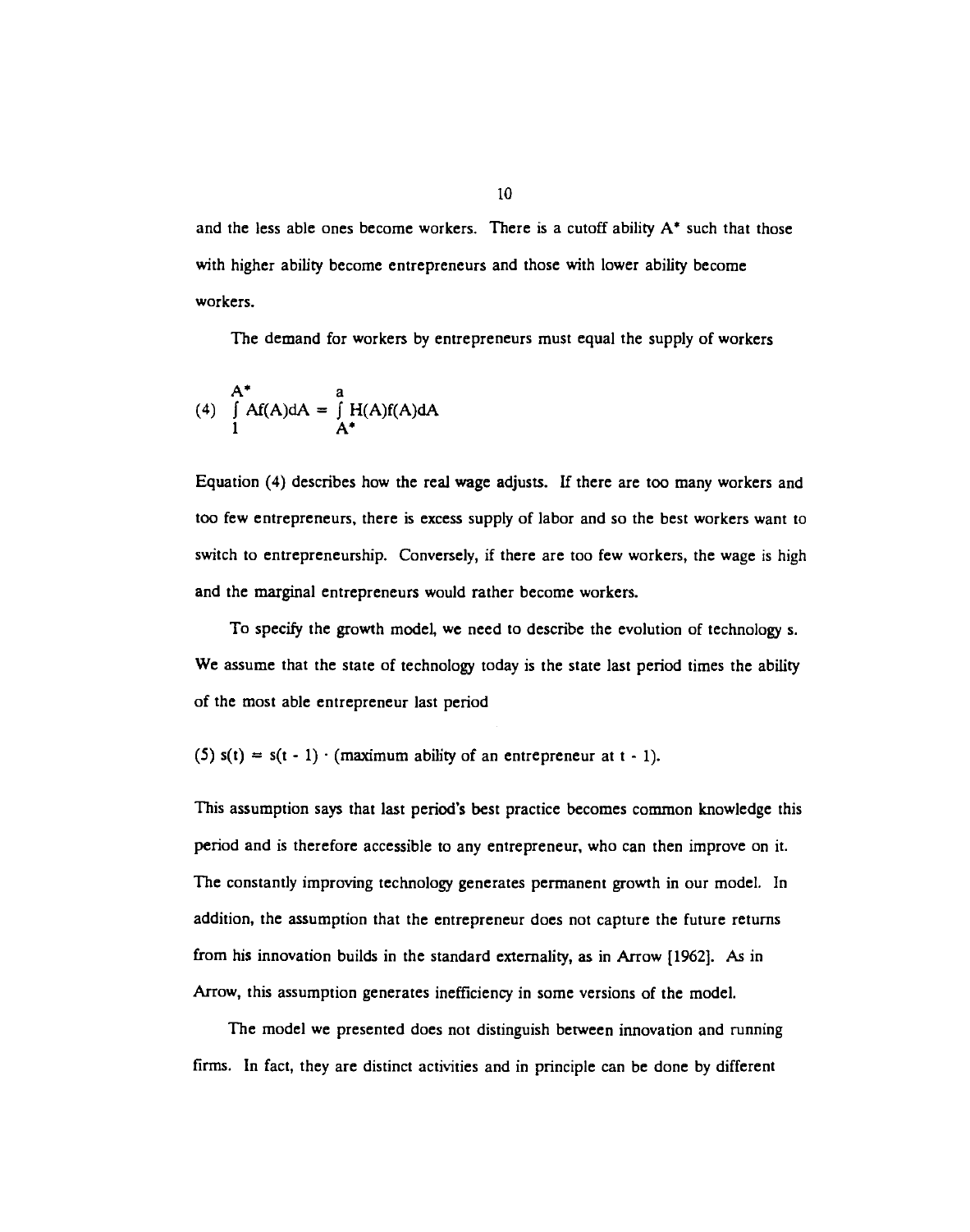and the less able ones become workers. There is a cutoff ability $A^*$ such that those with higher ability become entrepreneurs and those with lower ability become workers.

The demand for workers by entrepreneurs must equal the supply of workers

$$(4) \quad \int_{1}^{A^*} Af(A)dA = \int_{A^*}^{a} H(A)f(A)dA$$

Equation (4) describes how the real wage adjusts. If there are too many workers and too few entrepreneurs, there is excess supply of labor and so the best workers want to switch to entrepreneurship. Conversely, if there are too few workers, the wage is high and the marginal entrepreneurs would rather become workers.

To specify the growth model, we need to describe the evolution of technology s. We assume that the state of technology today is the state last period times the ability of the most able entrepreneur last period

$$(5) \quad s(t) = s(t - 1) \cdot (\text{maximum ability of an entrepreneur at } t - 1).$$

This assumption says that last period's best practice becomes common knowledge this period and is therefore accessible to any entrepreneur, who can then improve on it. The constantly improving technology generates permanent growth in our model. In addition, the assumption that the entrepreneur does not capture the future returns from his innovation builds in the standard externality, as in Arrow [1962]. As in Arrow, this assumption generates inefficiency in some versions of the model.

The model we presented does not distinguish between innovation and running firms. In fact, they are distinct activities and in principle can be done by different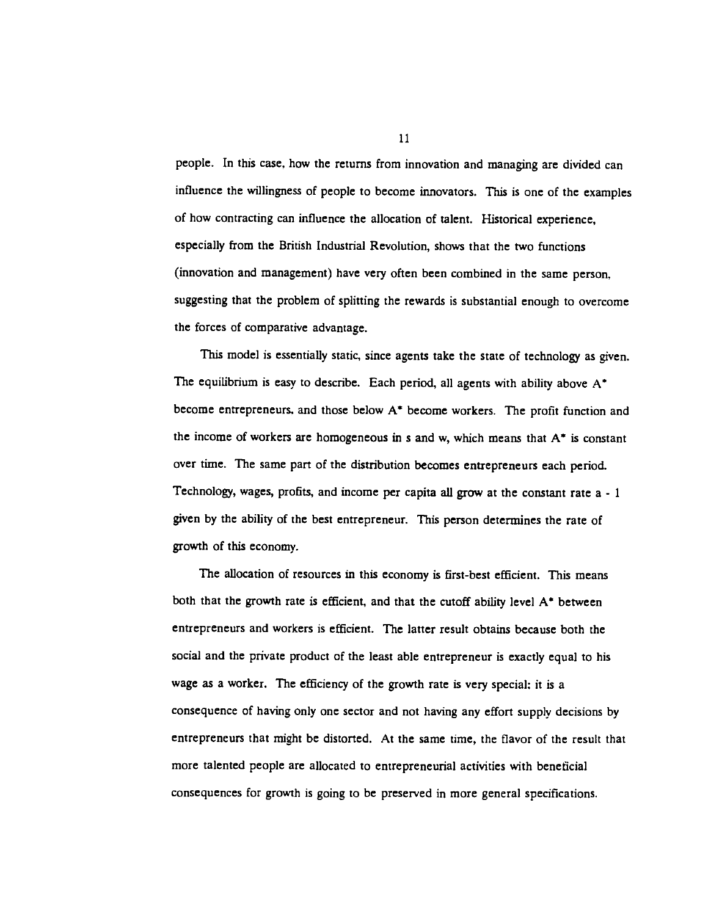people. In this case, how the returns from innovation and managing are divided can influence the willingness of people to become innovators. This is one of the examples of how contracting can influence the allocation of talent. Historical experience, especially from the British Industrial Revolution, shows that the two functions (innovation and management) have very often been combined in the same person, suggesting that the problem of splitting the rewards is substantial enough to overcome the forces of comparative advantage.

This model is essentially static, since agents take the state of technology as given. The equilibrium is easy to describe. Each period, all agents with ability above $A^*$ become entrepreneurs, and those below $A^*$ become workers. The profit function and the income of workers are homogeneous in s and w, which means that $A^*$ is constant over time. The same part of the distribution becomes entrepreneurs each period. Technology, wages, profits, and income per capita all grow at the constant rate $a - 1$ given by the ability of the best entrepreneur. This person determines the rate of growth of this economy.

The allocation of resources in this economy is first-best efficient. This means both that the growth rate is efficient, and that the cutoff ability level $A^*$ between entrepreneurs and workers is efficient. The latter result obtains because both the social and the private product of the least able entrepreneur is exactly equal to his wage as a worker. The efficiency of the growth rate is very special: it is a consequence of having only one sector and not having any effort supply decisions by entrepreneurs that might be distorted. At the same time, the flavor of the result that more talented people are allocated to entrepreneurial activities with beneficial consequences for growth is going to be preserved in more general specifications.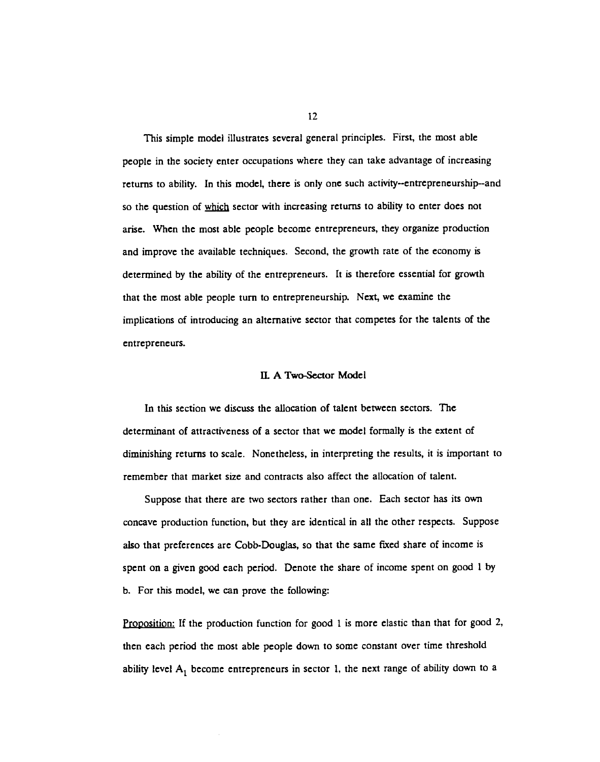This simple model illustrates several general principles. First, the most able people in the society enter occupations where they can take advantage of increasing returns to ability. In this model, there is only one such activity--entrepreneurship--and so the question of <u>which</u> sector with increasing returns to ability to enter does not arise. When the most able people become entrepreneurs, they organize production and improve the available techniques. Second, the growth rate of the economy is determined by the ability of the entrepreneurs. It is therefore essential for growth that the most able people turn to entrepreneurship. Next, we examine the implications of introducing an alternative sector that competes for the talents of the entrepreneurs.

## II. A Two-Sector Model

In this section we discuss the allocation of talent between sectors. The determinant of attractiveness of a sector that we model formally is the extent of diminishing returns to scale. Nonetheless, in interpreting the results, it is important to remember that market size and contracts also affect the allocation of talent.

Suppose that there are two sectors rather than one. Each sector has its own concave production function, but they are identical in all the other respects. Suppose also that preferences are Cobb-Douglas, so that the same fixed share of income is spent on a given good each period. Denote the share of income spent on good 1 by b. For this model, we can prove the following:

<u>Proposition:</u> If the production function for good 1 is more elastic than that for good 2, then each period the most able people down to some constant over time threshold ability level $A_1$ become entrepreneurs in sector 1, the next range of ability down to a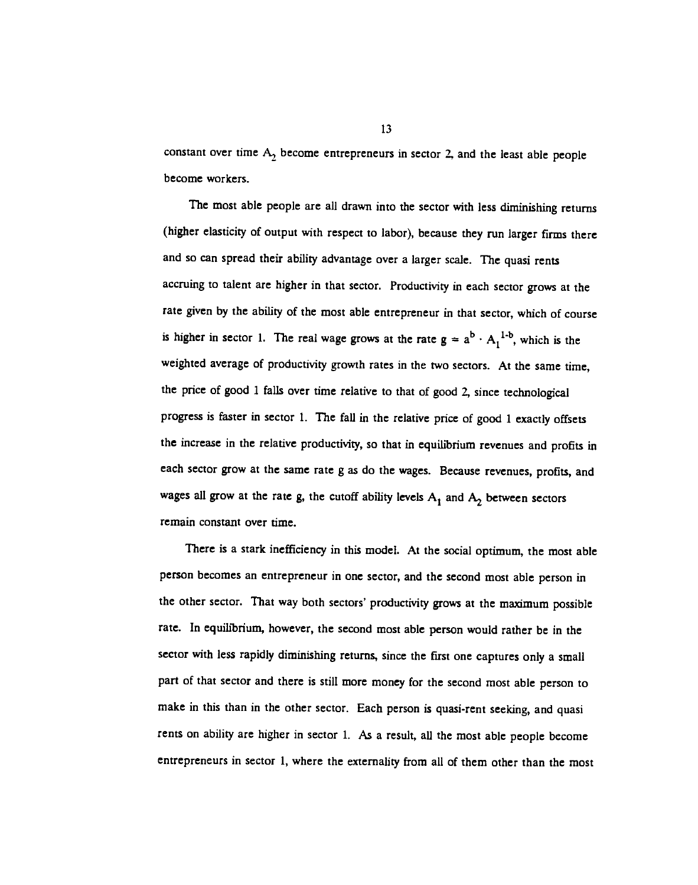constant over time $A_2$ become entrepreneurs in sector 2, and the least able people become workers.

The most able people are all drawn into the sector with less diminishing returns (higher elasticity of output with respect to labor), because they run larger firms there and so can spread their ability advantage over a larger scale. The quasi rents accruing to talent are higher in that sector. Productivity in each sector grows at the rate given by the ability of the most able entrepreneur in that sector, which of course is higher in sector 1. The real wage grows at the rate $g = a^b \cdot A_1^{1-b}$, which is the weighted average of productivity growth rates in the two sectors. At the same time, the price of good 1 falls over time relative to that of good 2, since technological progress is faster in sector 1. The fall in the relative price of good 1 exactly offsets the increase in the relative productivity, so that in equilibrium revenues and profits in each sector grow at the same rate g as do the wages. Because revenues, profits, and wages all grow at the rate g, the cutoff ability levels $A_1$ and $A_2$ between sectors remain constant over time.

There is a stark inefficiency in this model. At the social optimum, the most able person becomes an entrepreneur in one sector, and the second most able person in the other sector. That way both sectors' productivity grows at the maximum possible rate. In equilibrium, however, the second most able person would rather be in the sector with less rapidly diminishing returns, since the first one captures only a small part of that sector and there is still more money for the second most able person to make in this than in the other sector. Each person is quasi-rent seeking, and quasi rents on ability are higher in sector 1. As a result, all the most able people become entrepreneurs in sector 1, where the externality from all of them other than the most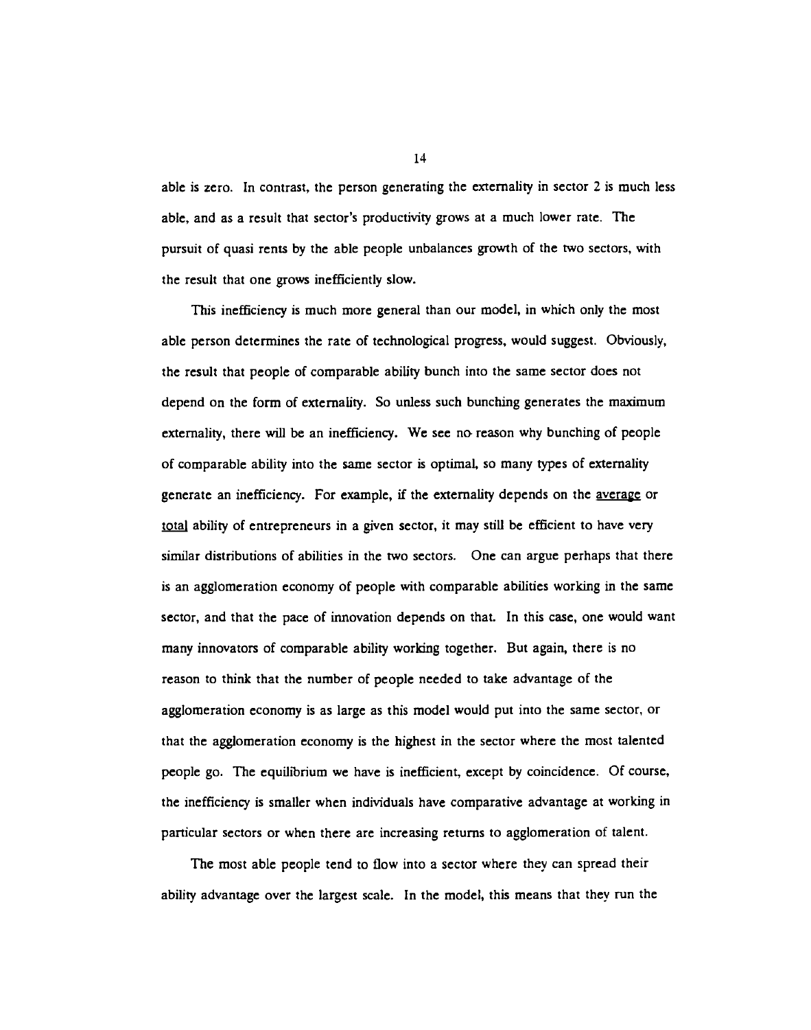able is zero. In contrast, the person generating the externality in sector 2 is much less able, and as a result that sector's productivity grows at a much lower rate. The pursuit of quasi rents by the able people unbalances growth of the two sectors, with the result that one grows inefficiently slow.

This inefficiency is much more general than our model, in which only the most able person determines the rate of technological progress, would suggest. Obviously, the result that people of comparable ability bunch into the same sector does not depend on the form of externality. So unless such bunching generates the maximum externality, there will be an inefficiency. We see no reason why bunching of people of comparable ability into the same sector is optimal, so many types of externality generate an inefficiency. For example, if the externality depends on the <u>average</u> or <u>total</u> ability of entrepreneurs in a given sector, it may still be efficient to have very similar distributions of abilities in the two sectors. One can argue perhaps that there is an agglomeration economy of people with comparable abilities working in the same sector, and that the pace of innovation depends on that. In this case, one would want many innovators of comparable ability working together. But again, there is no reason to think that the number of people needed to take advantage of the agglomeration economy is as large as this model would put into the same sector, or that the agglomeration economy is the highest in the sector where the most talented people go. The equilibrium we have is inefficient, except by coincidence. Of course, the inefficiency is smaller when individuals have comparative advantage at working in particular sectors or when there are increasing returns to agglomeration of talent.

The most able people tend to flow into a sector where they can spread their ability advantage over the largest scale. In the model, this means that they run the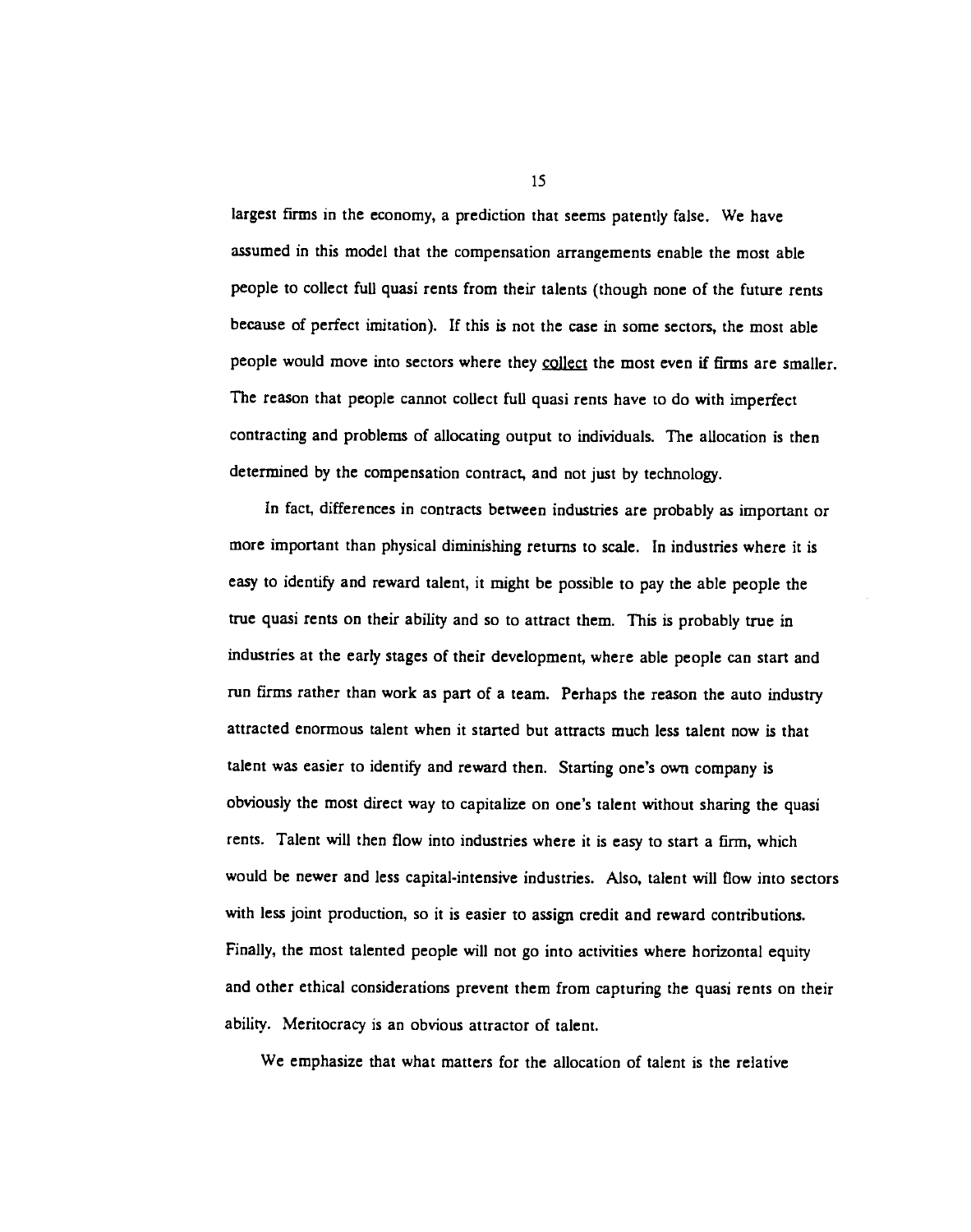largest firms in the economy, a prediction that seems patently false. We have assumed in this model that the compensation arrangements enable the most able people to collect full quasi rents from their talents (though none of the future rents because of perfect imitation). If this is not the case in some sectors, the most able people would move into sectors where they <u>collect</u> the most even if firms are smaller. The reason that people cannot collect full quasi rents have to do with imperfect contracting and problems of allocating output to individuals. The allocation is then determined by the compensation contract, and not just by technology.

In fact, differences in contracts between industries are probably as important or more important than physical diminishing returns to scale. In industries where it is easy to identify and reward talent, it might be possible to pay the able people the true quasi rents on their ability and so to attract them. This is probably true in industries at the early stages of their development, where able people can start and run firms rather than work as part of a team. Perhaps the reason the auto industry attracted enormous talent when it started but attracts much less talent now is that talent was easier to identify and reward then. Starting one's own company is obviously the most direct way to capitalize on one's talent without sharing the quasi rents. Talent will then flow into industries where it is easy to start a firm, which would be newer and less capital-intensive industries. Also, talent will flow into sectors with less joint production, so it is easier to assign credit and reward contributions. Finally, the most talented people will not go into activities where horizontal equity and other ethical considerations prevent them from capturing the quasi rents on their ability. Meritocracy is an obvious attractor of talent.

We emphasize that what matters for the allocation of talent is the relative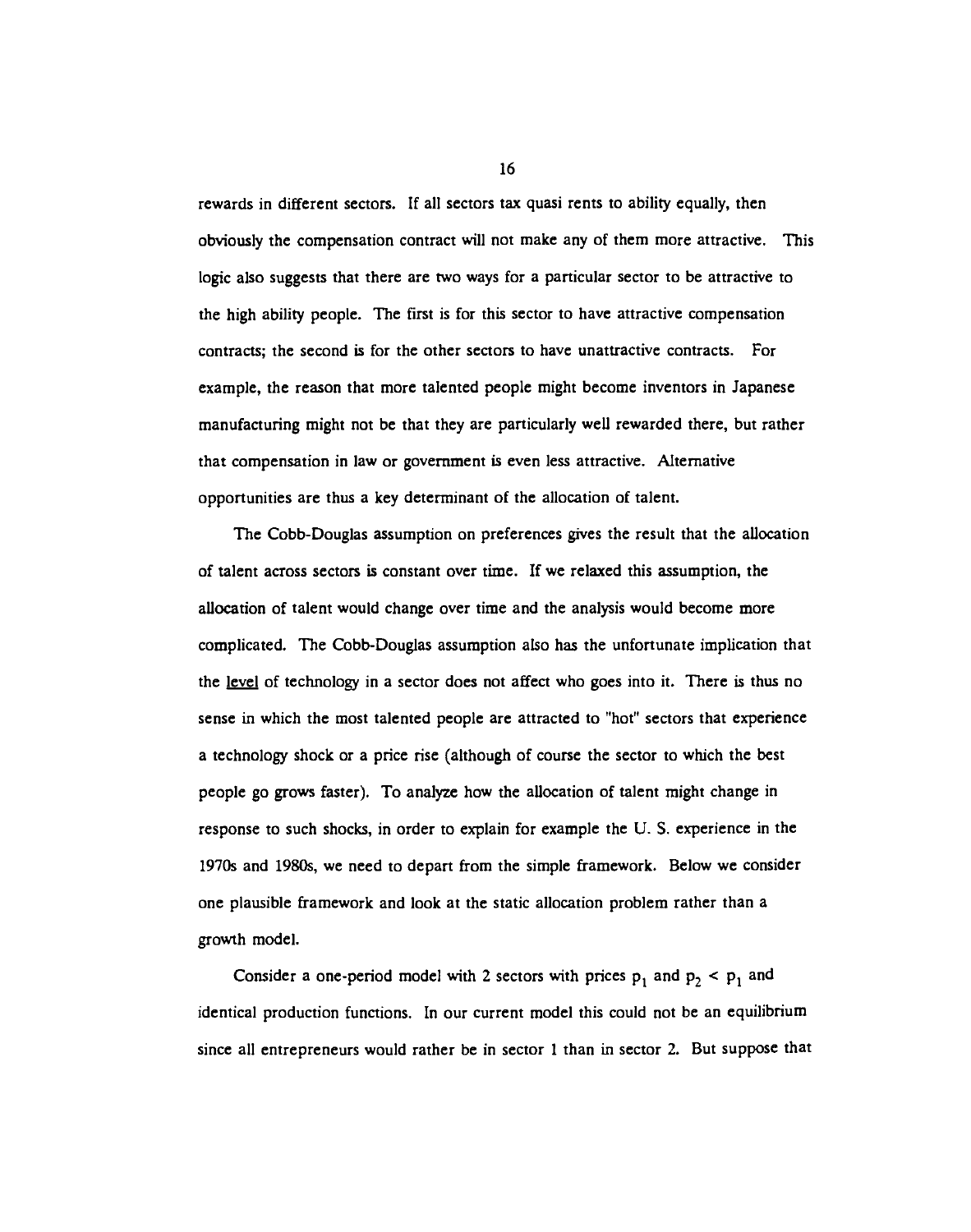rewards in different sectors. If all sectors tax quasi rents to ability equally, then obviously the compensation contract will not make any of them more attractive. This logic also suggests that there are two ways for a particular sector to be attractive to the high ability people. The first is for this sector to have attractive compensation contracts; the second is for the other sectors to have unattractive contracts. For example, the reason that more talented people might become inventors in Japanese manufacturing might not be that they are particularly well rewarded there, but rather that compensation in law or government is even less attractive. Alternative opportunities are thus a key determinant of the allocation of talent.

The Cobb-Douglas assumption on preferences gives the result that the allocation of talent across sectors is constant over time. If we relaxed this assumption, the allocation of talent would change over time and the analysis would become more complicated. The Cobb-Douglas assumption also has the unfortunate implication that the level of technology in a sector does not affect who goes into it. There is thus no sense in which the most talented people are attracted to "hot" sectors that experience a technology shock or a price rise (although of course the sector to which the best people go grows faster). To analyze how the allocation of talent might change in response to such shocks, in order to explain for example the U. S. experience in the 1970s and 1980s, we need to depart from the simple framework. Below we consider one plausible framework and look at the static allocation problem rather than a growth model.

Consider a one-period model with 2 sectors with prices $p_1$ and $p_2 < p_1$ and identical production functions. In our current model this could not be an equilibrium since all entrepreneurs would rather be in sector 1 than in sector 2. But suppose that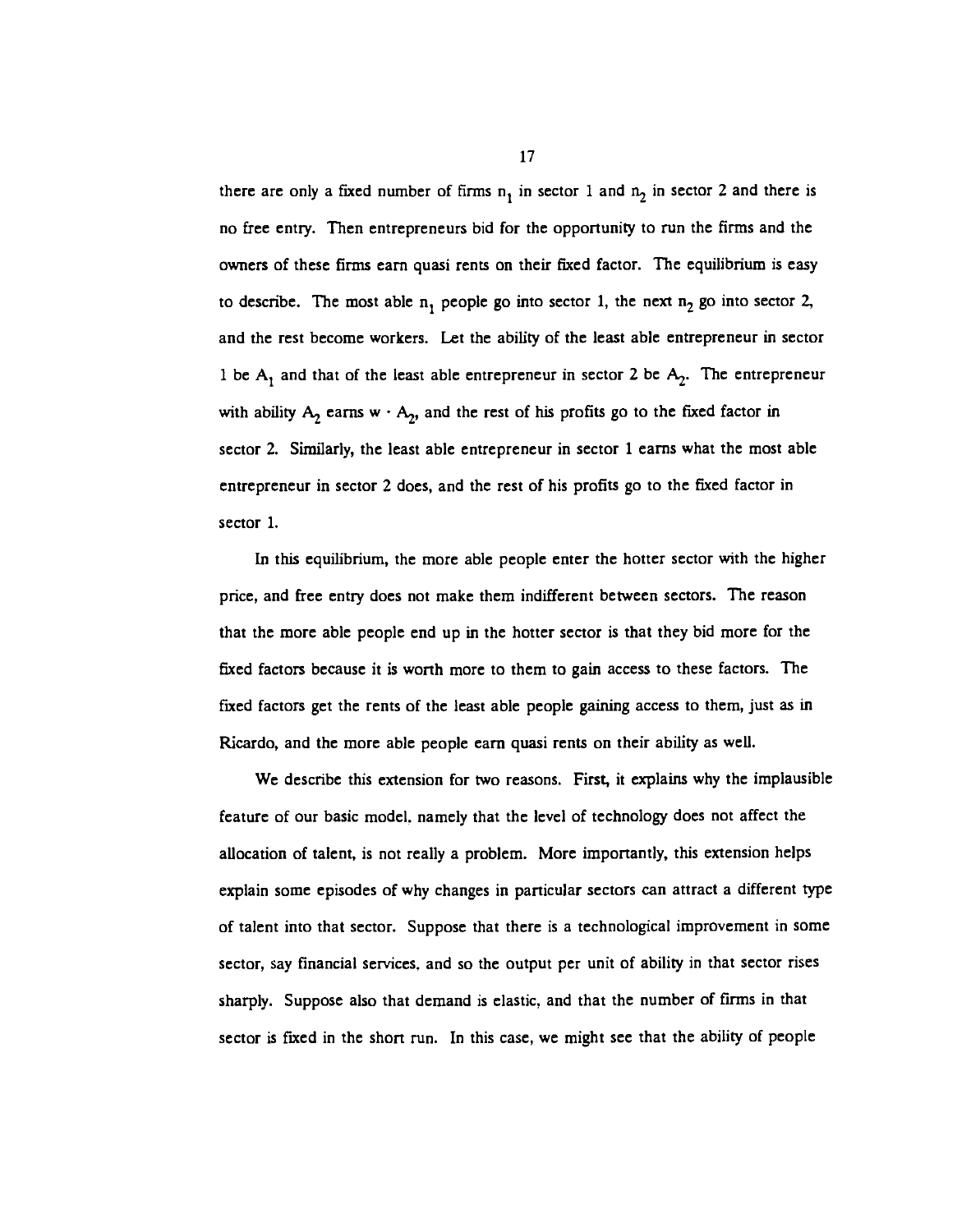there are only a fixed number of firms $n_1$ in sector 1 and $n_2$ in sector 2 and there is no free entry. Then entrepreneurs bid for the opportunity to run the firms and the owners of these firms earn quasi rents on their fixed factor. The equilibrium is easy to describe. The most able $n_1$ people go into sector 1, the next $n_2$ go into sector 2, and the rest become workers. Let the ability of the least able entrepreneur in sector 1 be $A_1$ and that of the least able entrepreneur in sector 2 be $A_2$. The entrepreneur with ability $A_2$ earns $w \cdot A_2$, and the rest of his profits go to the fixed factor in sector 2. Similarly, the least able entrepreneur in sector 1 earns what the most able entrepreneur in sector 2 does, and the rest of his profits go to the fixed factor in sector 1.

In this equilibrium, the more able people enter the hotter sector with the higher price, and free entry does not make them indifferent between sectors. The reason that the more able people end up in the hotter sector is that they bid more for the fixed factors because it is worth more to them to gain access to these factors. The fixed factors get the rents of the least able people gaining access to them, just as in Ricardo, and the more able people earn quasi rents on their ability as well.

We describe this extension for two reasons. First, it explains why the implausible feature of our basic model, namely that the level of technology does not affect the allocation of talent, is not really a problem. More importantly, this extension helps explain some episodes of why changes in particular sectors can attract a different type of talent into that sector. Suppose that there is a technological improvement in some sector, say financial services, and so the output per unit of ability in that sector rises sharply. Suppose also that demand is elastic, and that the number of firms in that sector is fixed in the short run. In this case, we might see that the ability of people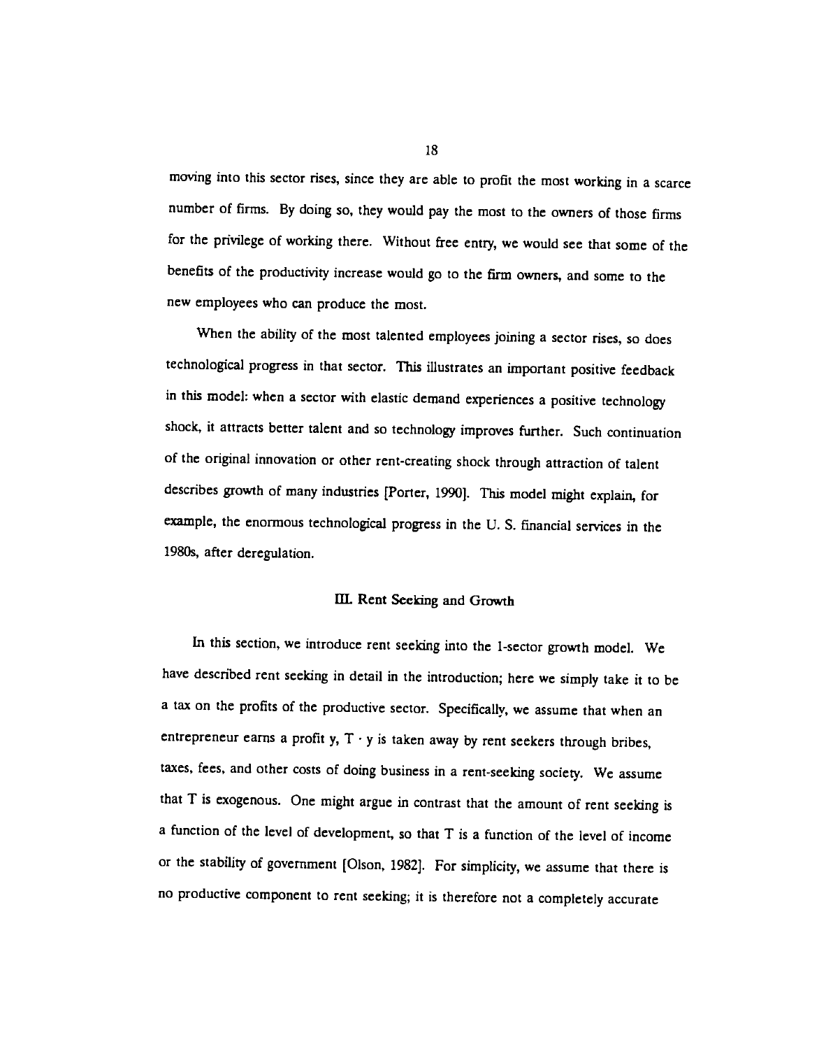moving into this sector rises, since they are able to profit the most working in a scarce number of firms. By doing so, they would pay the most to the owners of those firms for the privilege of working there. Without free entry, we would see that some of the benefits of the productivity increase would go to the firm owners, and some to the new employees who can produce the most.

When the ability of the most talented employees joining a sector rises, so does technological progress in that sector. This illustrates an important positive feedback in this model: when a sector with elastic demand experiences a positive technology shock, it attracts better talent and so technology improves further. Such continuation of the original innovation or other rent-creating shock through attraction of talent describes growth of many industries [Porter, 1990]. This model might explain, for example, the enormous technological progress in the U. S. financial services in the 1980s, after deregulation.

## III. Rent Seeking and Growth

In this section, we introduce rent seeking into the 1-sector growth model. We have described rent seeking in detail in the introduction; here we simply take it to be a tax on the profits of the productive sector. Specifically, we assume that when an entrepreneur earns a profit y, $T \cdot y$ is taken away by rent seekers through bribes, taxes, fees, and other costs of doing business in a rent-seeking society. We assume that T is exogenous. One might argue in contrast that the amount of rent seeking is a function of the level of development, so that T is a function of the level of income or the stability of government [Olson, 1982]. For simplicity, we assume that there is no productive component to rent seeking; it is therefore not a completely accurate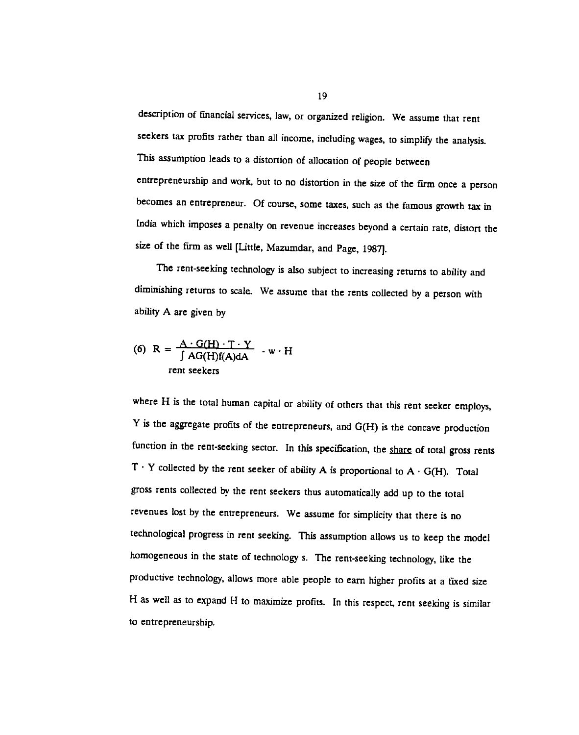description of financial services, law, or organized religion. We assume that rent seekers tax profits rather than all income, including wages, to simplify the analysis. This assumption leads to a distortion of allocation of people between entrepreneurship and work, but to no distortion in the size of the firm once a person becomes an entrepreneur. Of course, some taxes, such as the famous growth tax in India which imposes a penalty on revenue increases beyond a certain rate, distort the size of the firm as well [Little, Mazumdar, and Page, 1987].

The rent-seeking technology is also subject to increasing returns to ability and diminishing returns to scale. We assume that the rents collected by a person with ability A are given by

$$(6)\quad R = \frac{A \cdot G(H) \cdot T \cdot Y}{\int\limits_{\text{rent seekers}} AG(H)f(A)dA} - w \cdot H$$

where H is the total human capital or ability of others that this rent seeker employs, Y is the aggregate profits of the entrepreneurs, and G(H) is the concave production function in the rent-seeking sector. In this specification, the <u>share</u> of total gross rents $T \cdot Y$ collected by the rent seeker of ability A is proportional to $A \cdot G(H)$. Total gross rents collected by the rent seekers thus automatically add up to the total revenues lost by the entrepreneurs. We assume for simplicity that there is no technological progress in rent seeking. This assumption allows us to keep the model homogeneous in the state of technology s. The rent-seeking technology, like the productive technology, allows more able people to earn higher profits at a fixed size H as well as to expand H to maximize profits. In this respect, rent seeking is similar to entrepreneurship.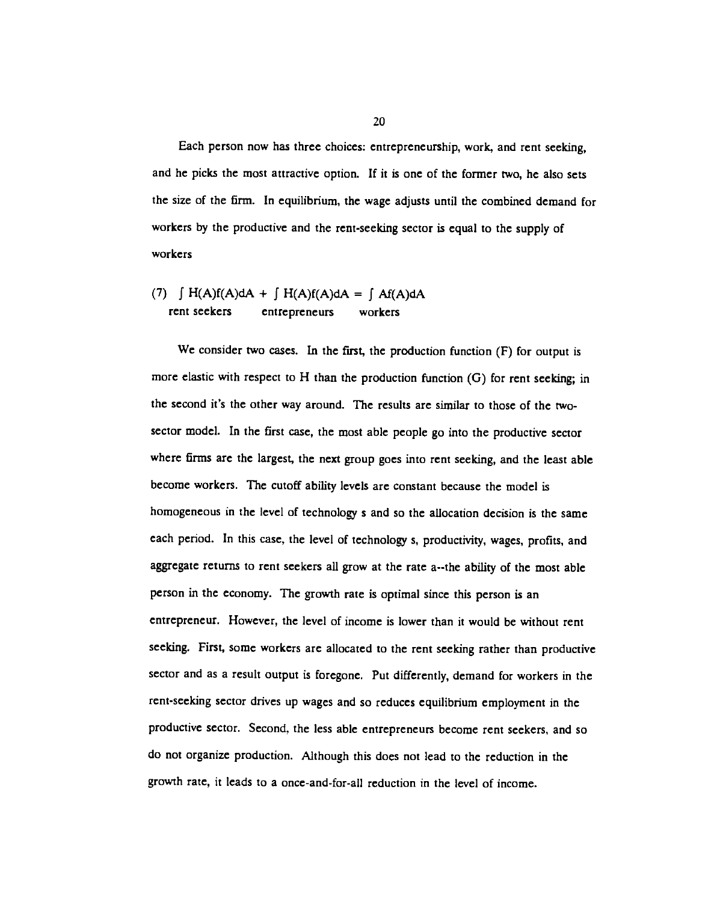Each person now has three choices: entrepreneurship, work, and rent seeking, and he picks the most attractive option. If it is one of the former two, he also sets the size of the firm. In equilibrium, the wage adjusts until the combined demand for workers by the productive and the rent-seeking sector is equal to the supply of workers

$$(7) \quad \underset{\text{rent seekers}}{\int H(A)f(A)dA} + \underset{\text{entrepreneurs}}{\int H(A)f(A)dA} = \underset{\text{workers}}{\int Af(A)dA}$$

We consider two cases. In the first, the production function (F) for output is more elastic with respect to H than the production function (G) for rent seeking; in the second it's the other way around. The results are similar to those of the two-sector model. In the first case, the most able people go into the productive sector where firms are the largest, the next group goes into rent seeking, and the least able become workers. The cutoff ability levels are constant because the model is homogeneous in the level of technology s and so the allocation decision is the same each period. In this case, the level of technology s, productivity, wages, profits, and aggregate returns to rent seekers all grow at the rate a--the ability of the most able person in the economy. The growth rate is optimal since this person is an entrepreneur. However, the level of income is lower than it would be without rent seeking. First, some workers are allocated to the rent seeking rather than productive sector and as a result output is foregone. Put differently, demand for workers in the rent-seeking sector drives up wages and so reduces equilibrium employment in the productive sector. Second, the less able entrepreneurs become rent seekers, and so do not organize production. Although this does not lead to the reduction in the growth rate, it leads to a once-and-for-all reduction in the level of income.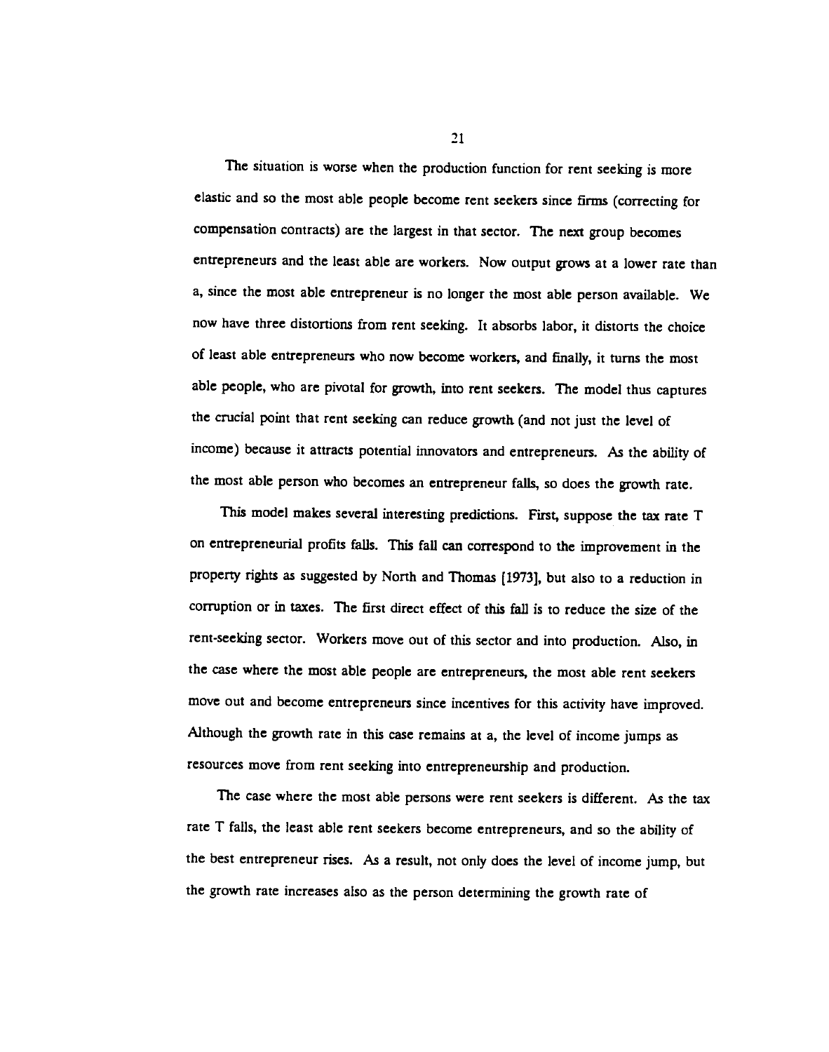The situation is worse when the production function for rent seeking is more elastic and so the most able people become rent seekers since firms (correcting for compensation contracts) are the largest in that sector. The next group becomes entrepreneurs and the least able are workers. Now output grows at a lower rate than a, since the most able entrepreneur is no longer the most able person available. We now have three distortions from rent seeking. It absorbs labor, it distorts the choice of least able entrepreneurs who now become workers, and finally, it turns the most able people, who are pivotal for growth, into rent seekers. The model thus captures the crucial point that rent seeking can reduce growth (and not just the level of income) because it attracts potential innovators and entrepreneurs. As the ability of the most able person who becomes an entrepreneur falls, so does the growth rate.

This model makes several interesting predictions. First, suppose the tax rate T on entrepreneurial profits falls. This fall can correspond to the improvement in the property rights as suggested by North and Thomas [1973], but also to a reduction in corruption or in taxes. The first direct effect of this fall is to reduce the size of the rent-seeking sector. Workers move out of this sector and into production. Also, in the case where the most able people are entrepreneurs, the most able rent seekers move out and become entrepreneurs since incentives for this activity have improved. Although the growth rate in this case remains at a, the level of income jumps as resources move from rent seeking into entrepreneurship and production.

The case where the most able persons were rent seekers is different. As the tax rate T falls, the least able rent seekers become entrepreneurs, and so the ability of the best entrepreneur rises. As a result, not only does the level of income jump, but the growth rate increases also as the person determining the growth rate of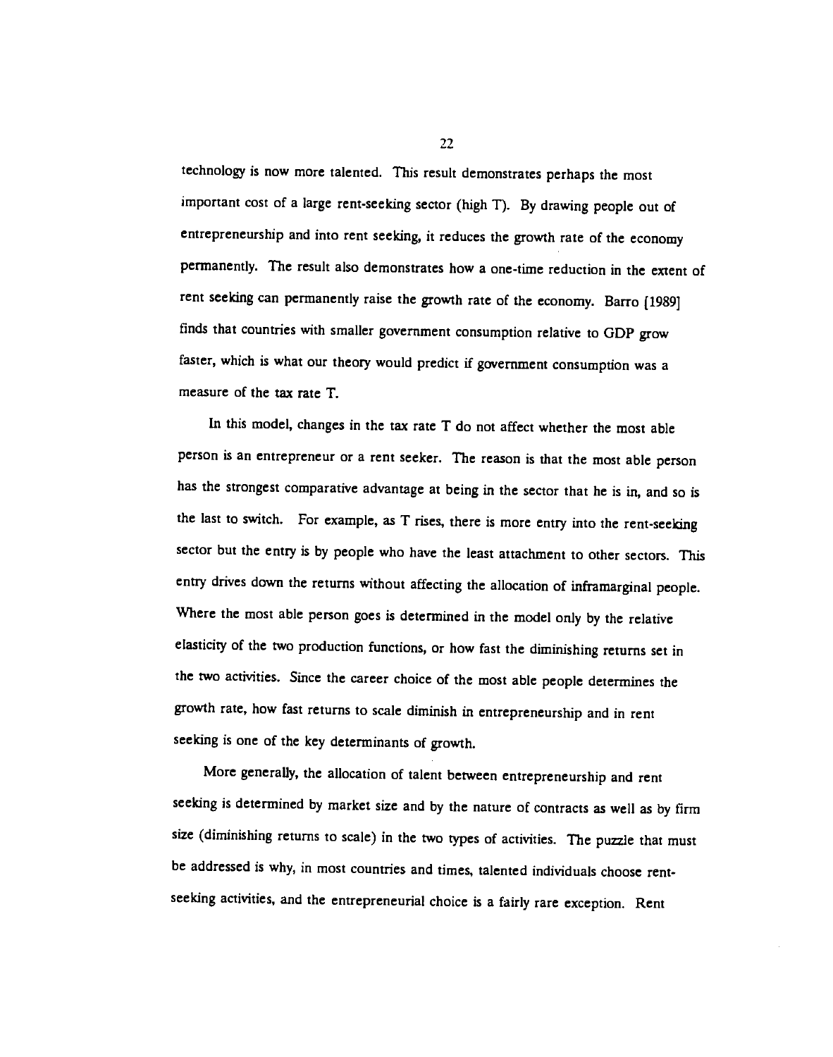technology is now more talented. This result demonstrates perhaps the most important cost of a large rent-seeking sector (high T). By drawing people out of entrepreneurship and into rent seeking, it reduces the growth rate of the economy permanently. The result also demonstrates how a one-time reduction in the extent of rent seeking can permanently raise the growth rate of the economy. Barro [1989] finds that countries with smaller government consumption relative to GDP grow faster, which is what our theory would predict if government consumption was a measure of the tax rate T.

In this model, changes in the tax rate T do not affect whether the most able person is an entrepreneur or a rent seeker. The reason is that the most able person has the strongest comparative advantage at being in the sector that he is in, and so is the last to switch. For example, as T rises, there is more entry into the rent-seeking sector but the entry is by people who have the least attachment to other sectors. This entry drives down the returns without affecting the allocation of inframarginal people. Where the most able person goes is determined in the model only by the relative elasticity of the two production functions, or how fast the diminishing returns set in the two activities. Since the career choice of the most able people determines the growth rate, how fast returns to scale diminish in entrepreneurship and in rent seeking is one of the key determinants of growth.

More generally, the allocation of talent between entrepreneurship and rent seeking is determined by market size and by the nature of contracts as well as by firm size (diminishing returns to scale) in the two types of activities. The puzzle that must be addressed is why, in most countries and times, talented individuals choose rent-seeking activities, and the entrepreneurial choice is a fairly rare exception. Rent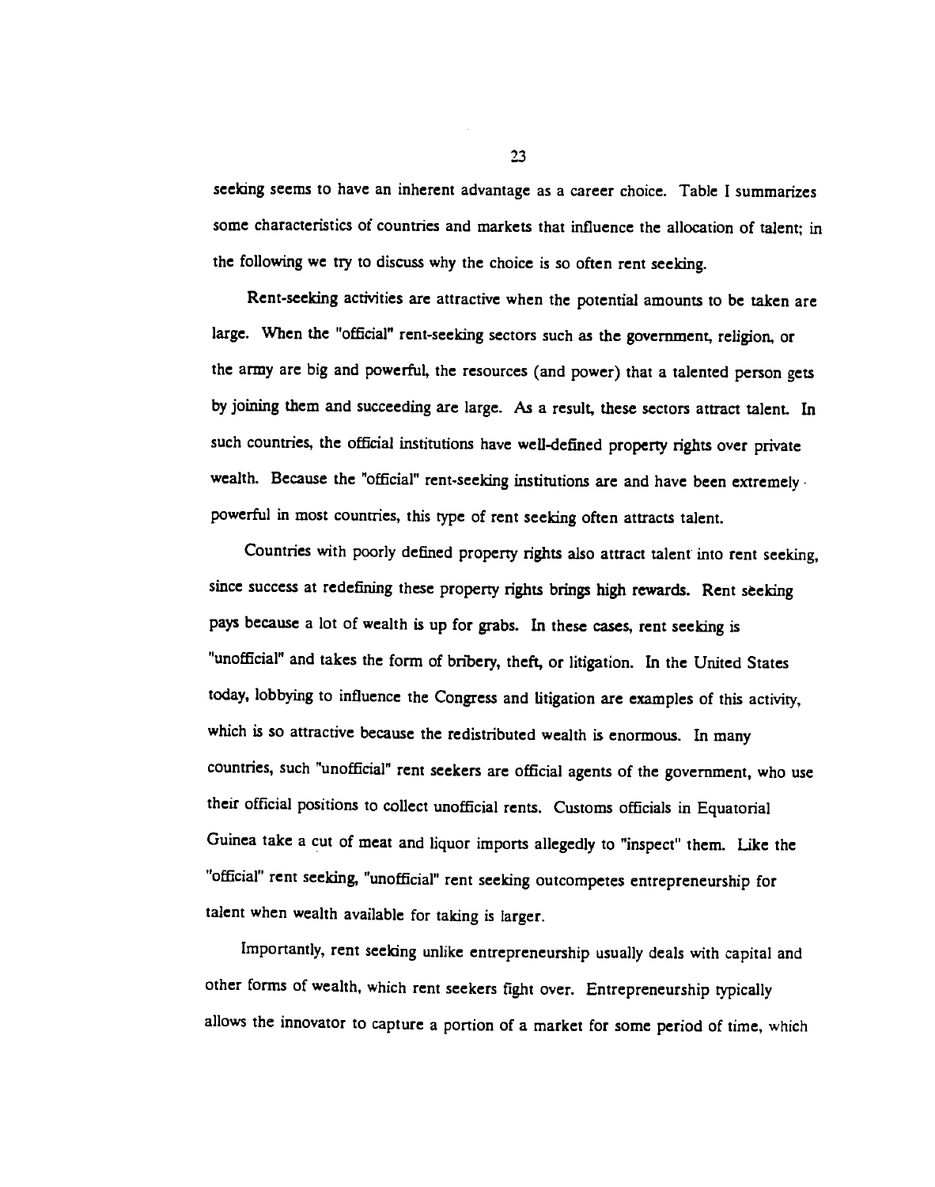seeking seems to have an inherent advantage as a career choice. Table I summarizes some characteristics of countries and markets that influence the allocation of talent; in the following we try to discuss why the choice is so often rent seeking.

Rent-seeking activities are attractive when the potential amounts to be taken are large. When the "official" rent-seeking sectors such as the government, religion, or the army are big and powerful, the resources (and power) that a talented person gets by joining them and succeeding are large. As a result, these sectors attract talent. In such countries, the official institutions have well-defined property rights over private wealth. Because the "official" rent-seeking institutions are and have been extremely powerful in most countries, this type of rent seeking often attracts talent.

Countries with poorly defined property rights also attract talent into rent seeking, since success at redefining these property rights brings high rewards. Rent seeking pays because a lot of wealth is up for grabs. In these cases, rent seeking is "unofficial" and takes the form of bribery, theft, or litigation. In the United States today, lobbying to influence the Congress and litigation are examples of this activity, which is so attractive because the redistributed wealth is enormous. In many countries, such "unofficial" rent seekers are official agents of the government, who use their official positions to collect unofficial rents. Customs officials in Equatorial Guinea take a cut of meat and liquor imports allegedly to "inspect" them. Like the "official" rent seeking, "unofficial" rent seeking outcompetes entrepreneurship for talent when wealth available for taking is larger.

Importantly, rent seeking unlike entrepreneurship usually deals with capital and other forms of wealth, which rent seekers fight over. Entrepreneurship typically allows the innovator to capture a portion of a market for some period of time, which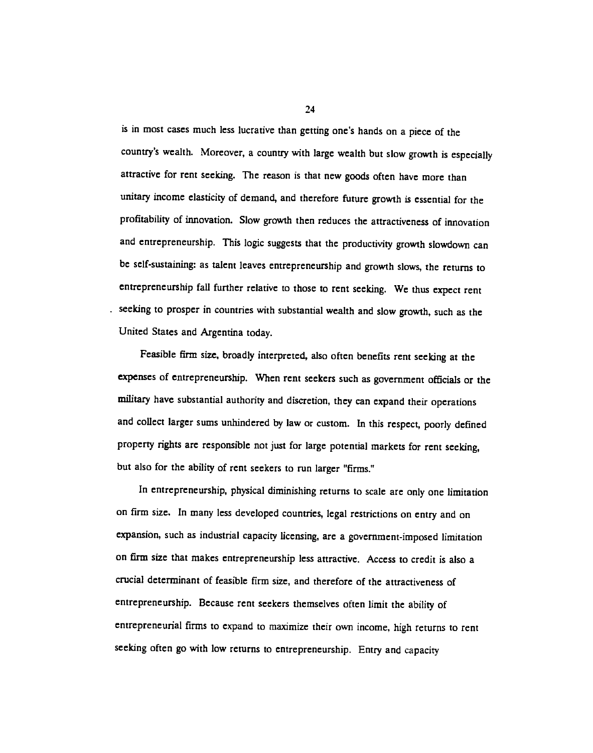is in most cases much less lucrative than getting one's hands on a piece of the country's wealth. Moreover, a country with large wealth but slow growth is especially attractive for rent seeking. The reason is that new goods often have more than unitary income elasticity of demand, and therefore future growth is essential for the profitability of innovation. Slow growth then reduces the attractiveness of innovation and entrepreneurship. This logic suggests that the productivity growth slowdown can be self-sustaining: as talent leaves entrepreneurship and growth slows, the returns to entrepreneurship fall further relative to those to rent seeking. We thus expect rent seeking to prosper in countries with substantial wealth and slow growth, such as the United States and Argentina today.

Feasible firm size, broadly interpreted, also often benefits rent seeking at the expenses of entrepreneurship. When rent seekers such as government officials or the military have substantial authority and discretion, they can expand their operations and collect larger sums unhindered by law or custom. In this respect, poorly defined property rights are responsible not just for large potential markets for rent seeking, but also for the ability of rent seekers to run larger "firms."

In entrepreneurship, physical diminishing returns to scale are only one limitation on firm size. In many less developed countries, legal restrictions on entry and on expansion, such as industrial capacity licensing, are a government-imposed limitation on firm size that makes entrepreneurship less attractive. Access to credit is also a crucial determinant of feasible firm size, and therefore of the attractiveness of entrepreneurship. Because rent seekers themselves often limit the ability of entrepreneurial firms to expand to maximize their own income, high returns to rent seeking often go with low returns to entrepreneurship. Entry and capacity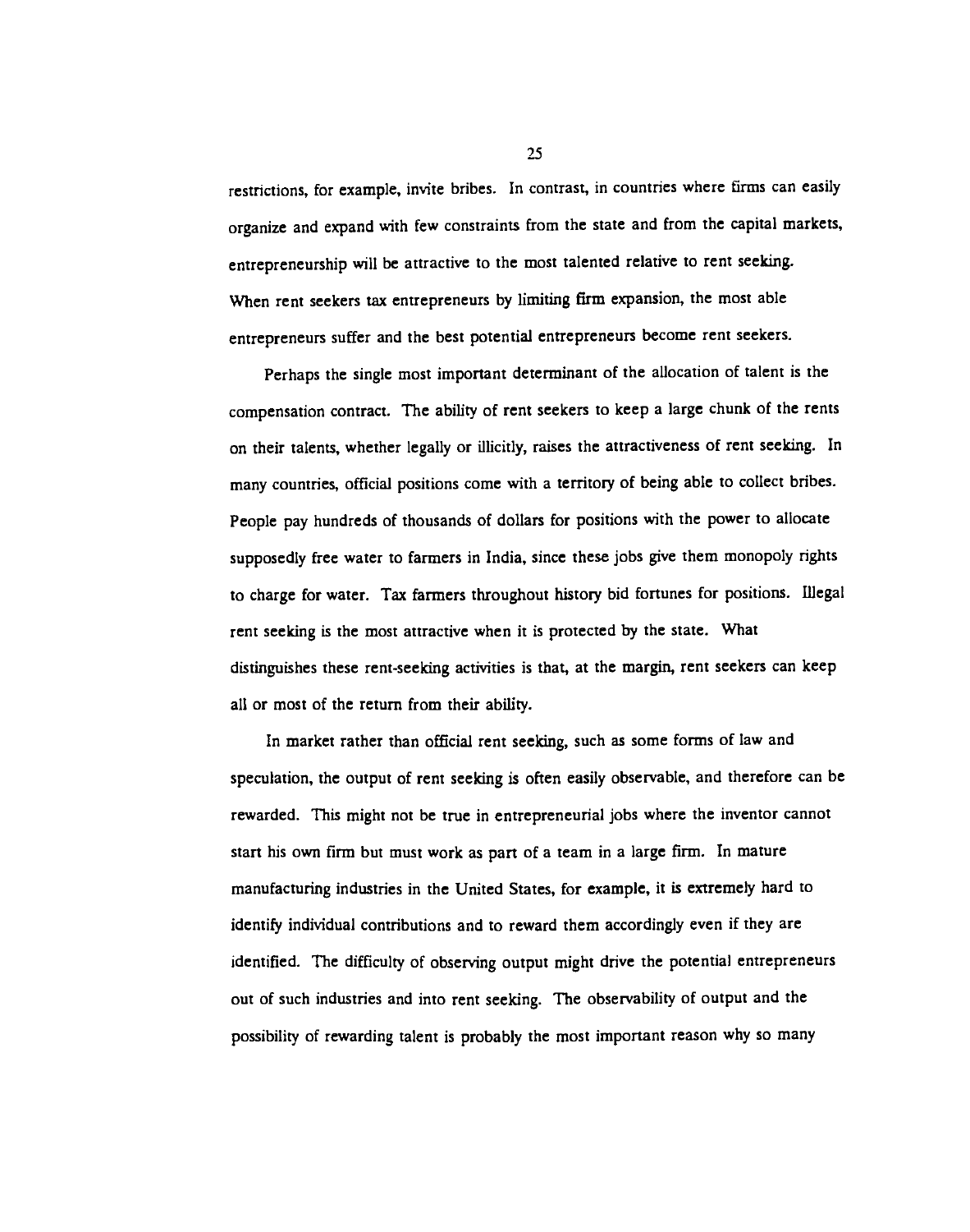restrictions, for example, invite bribes. In contrast, in countries where firms can easily organize and expand with few constraints from the state and from the capital markets, entrepreneurship will be attractive to the most talented relative to rent seeking. When rent seekers tax entrepreneurs by limiting firm expansion, the most able entrepreneurs suffer and the best potential entrepreneurs become rent seekers.

Perhaps the single most important determinant of the allocation of talent is the compensation contract. The ability of rent seekers to keep a large chunk of the rents on their talents, whether legally or illicitly, raises the attractiveness of rent seeking. In many countries, official positions come with a territory of being able to collect bribes. People pay hundreds of thousands of dollars for positions with the power to allocate supposedly free water to farmers in India, since these jobs give them monopoly rights to charge for water. Tax farmers throughout history bid fortunes for positions. Illegal rent seeking is the most attractive when it is protected by the state. What distinguishes these rent-seeking activities is that, at the margin, rent seekers can keep all or most of the return from their ability.

In market rather than official rent seeking, such as some forms of law and speculation, the output of rent seeking is often easily observable, and therefore can be rewarded. This might not be true in entrepreneurial jobs where the inventor cannot start his own firm but must work as part of a team in a large firm. In mature manufacturing industries in the United States, for example, it is extremely hard to identify individual contributions and to reward them accordingly even if they are identified. The difficulty of observing output might drive the potential entrepreneurs out of such industries and into rent seeking. The observability of output and the possibility of rewarding talent is probably the most important reason why so many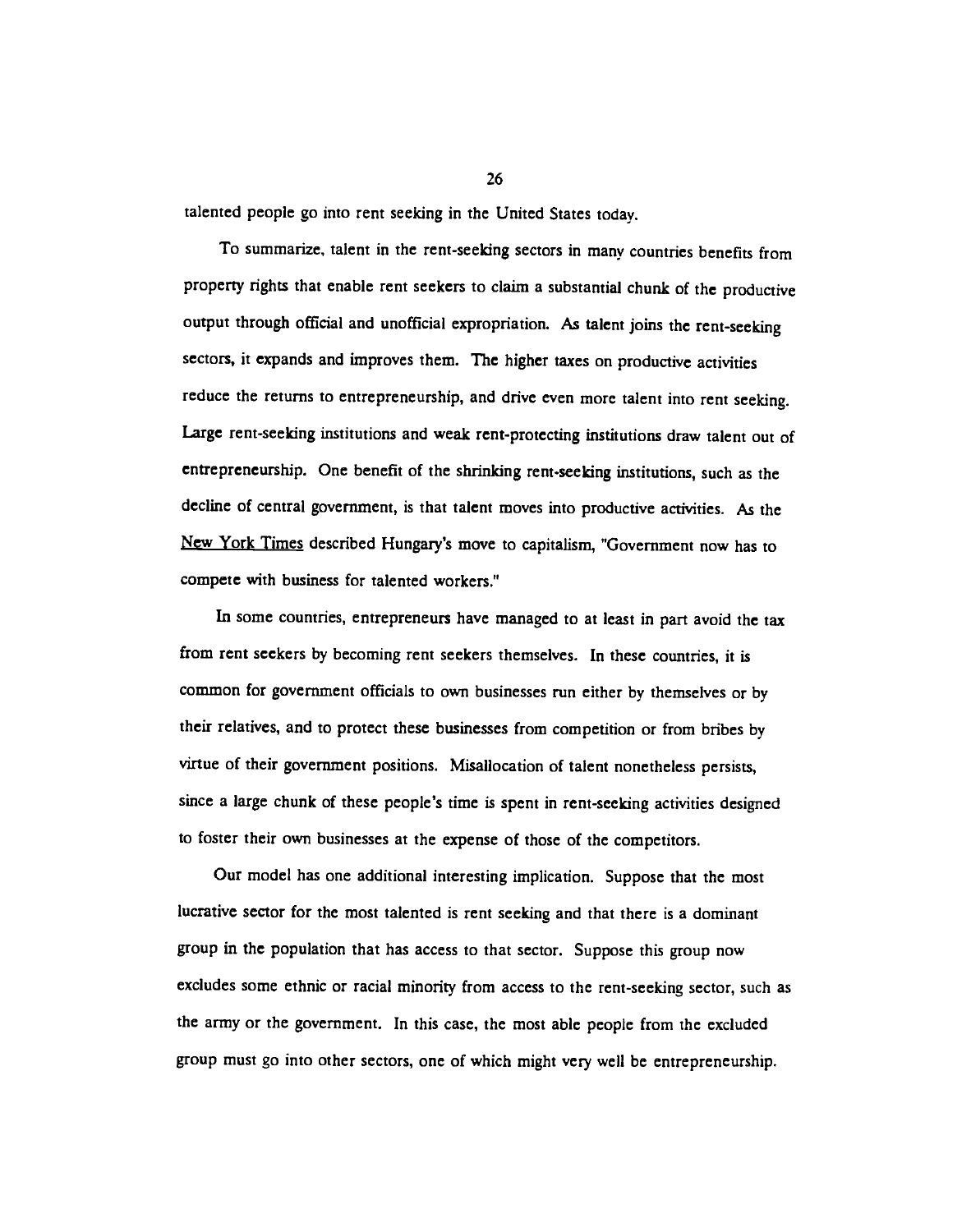talented people go into rent seeking in the United States today.

To summarize, talent in the rent-seeking sectors in many countries benefits from property rights that enable rent seekers to claim a substantial chunk of the productive output through official and unofficial expropriation. As talent joins the rent-seeking sectors, it expands and improves them. The higher taxes on productive activities reduce the returns to entrepreneurship, and drive even more talent into rent seeking. Large rent-seeking institutions and weak rent-protecting institutions draw talent out of entrepreneurship. One benefit of the shrinking rent-seeking institutions, such as the decline of central government, is that talent moves into productive activities. As the <u>New York Times</u> described Hungary's move to capitalism, "Government now has to compete with business for talented workers."

In some countries, entrepreneurs have managed to at least in part avoid the tax from rent seekers by becoming rent seekers themselves. In these countries, it is common for government officials to own businesses run either by themselves or by their relatives, and to protect these businesses from competition or from bribes by virtue of their government positions. Misallocation of talent nonetheless persists, since a large chunk of these people's time is spent in rent-seeking activities designed to foster their own businesses at the expense of those of the competitors.

Our model has one additional interesting implication. Suppose that the most lucrative sector for the most talented is rent seeking and that there is a dominant group in the population that has access to that sector. Suppose this group now excludes some ethnic or racial minority from access to the rent-seeking sector, such as the army or the government. In this case, the most able people from the excluded group must go into other sectors, one of which might very well be entrepreneurship.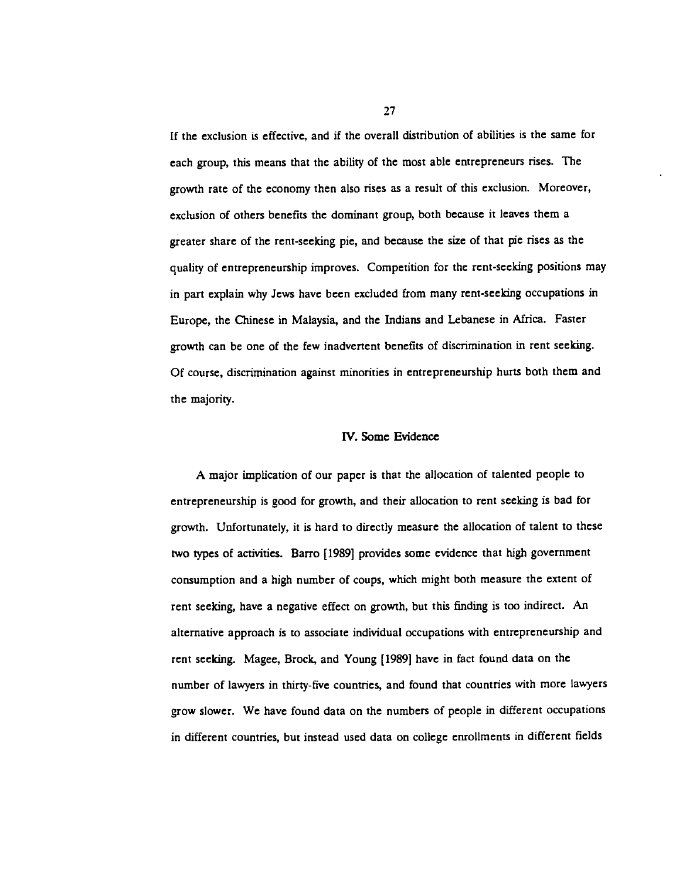If the exclusion is effective, and if the overall distribution of abilities is the same for each group, this means that the ability of the most able entrepreneurs rises. The growth rate of the economy then also rises as a result of this exclusion. Moreover, exclusion of others benefits the dominant group, both because it leaves them a greater share of the rent-seeking pie, and because the size of that pie rises as the quality of entrepreneurship improves. Competition for the rent-seeking positions may in part explain why Jews have been excluded from many rent-seeking occupations in Europe, the Chinese in Malaysia, and the Indians and Lebanese in Africa. Faster growth can be one of the few inadvertent benefits of discrimination in rent seeking. Of course, discrimination against minorities in entrepreneurship hurts both them and the majority.

## IV. Some Evidence

A major implication of our paper is that the allocation of talented people to entrepreneurship is good for growth, and their allocation to rent seeking is bad for growth. Unfortunately, it is hard to directly measure the allocation of talent to these two types of activities. Barro [1989] provides some evidence that high government consumption and a high number of coups, which might both measure the extent of rent seeking, have a negative effect on growth, but this finding is too indirect. An alternative approach is to associate individual occupations with entrepreneurship and rent seeking. Magee, Brock, and Young [1989] have in fact found data on the number of lawyers in thirty-five countries, and found that countries with more lawyers grow slower. We have found data on the numbers of people in different occupations in different countries, but instead used data on college enrollments in different fields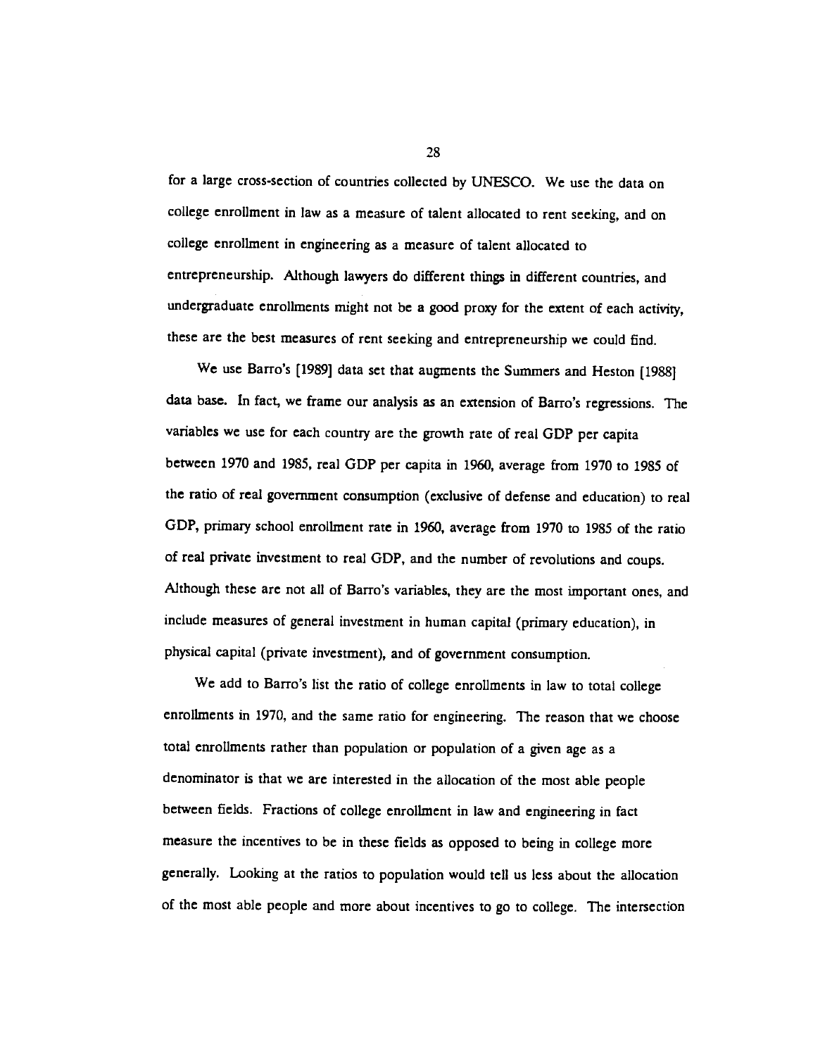for a large cross-section of countries collected by UNESCO. We use the data on college enrollment in law as a measure of talent allocated to rent seeking, and on college enrollment in engineering as a measure of talent allocated to entrepreneurship. Although lawyers do different things in different countries, and undergraduate enrollments might not be a good proxy for the extent of each activity, these are the best measures of rent seeking and entrepreneurship we could find.

We use Barro's [1989] data set that augments the Summers and Heston [1988] data base. In fact, we frame our analysis as an extension of Barro's regressions. The variables we use for each country are the growth rate of real GDP per capita between 1970 and 1985, real GDP per capita in 1960, average from 1970 to 1985 of the ratio of real government consumption (exclusive of defense and education) to real GDP, primary school enrollment rate in 1960, average from 1970 to 1985 of the ratio of real private investment to real GDP, and the number of revolutions and coups. Although these are not all of Barro's variables, they are the most important ones, and include measures of general investment in human capital (primary education), in physical capital (private investment), and of government consumption.

We add to Barro's list the ratio of college enrollments in law to total college enrollments in 1970, and the same ratio for engineering. The reason that we choose total enrollments rather than population or population of a given age as a denominator is that we are interested in the allocation of the most able people between fields. Fractions of college enrollment in law and engineering in fact measure the incentives to be in these fields as opposed to being in college more generally. Looking at the ratios to population would tell us less about the allocation of the most able people and more about incentives to go to college. The intersection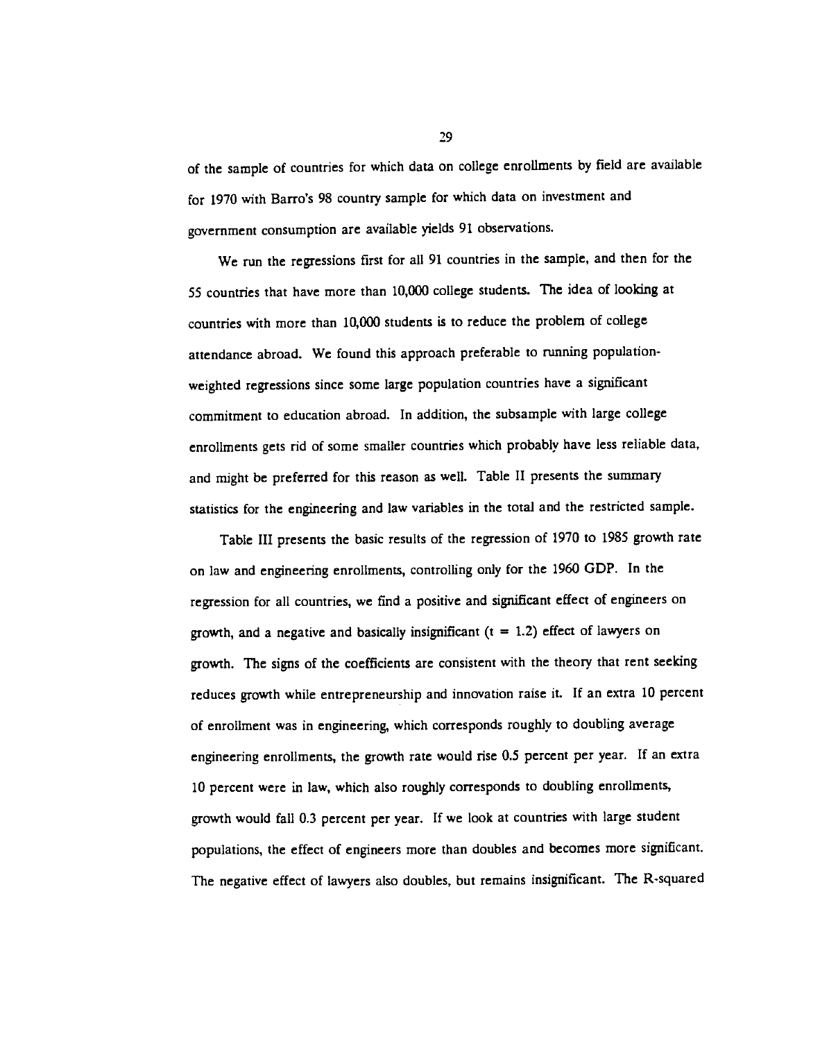of the sample of countries for which data on college enrollments by field are available for 1970 with Barro's 98 country sample for which data on investment and government consumption are available yields 91 observations.

We run the regressions first for all 91 countries in the sample, and then for the 55 countries that have more than 10,000 college students. The idea of looking at countries with more than 10,000 students is to reduce the problem of college attendance abroad. We found this approach preferable to running population-weighted regressions since some large population countries have a significant commitment to education abroad. In addition, the subsample with large college enrollments gets rid of some smaller countries which probably have less reliable data, and might be preferred for this reason as well. Table II presents the summary statistics for the engineering and law variables in the total and the restricted sample.

Table III presents the basic results of the regression of 1970 to 1985 growth rate on law and engineering enrollments, controlling only for the 1960 GDP. In the regression for all countries, we find a positive and significant effect of engineers on growth, and a negative and basically insignificant ($t = 1.2$) effect of lawyers on growth. The signs of the coefficients are consistent with the theory that rent seeking reduces growth while entrepreneurship and innovation raise it. If an extra 10 percent of enrollment was in engineering, which corresponds roughly to doubling average engineering enrollments, the growth rate would rise 0.5 percent per year. If an extra 10 percent were in law, which also roughly corresponds to doubling enrollments, growth would fall 0.3 percent per year. If we look at countries with large student populations, the effect of engineers more than doubles and becomes more significant. The negative effect of lawyers also doubles, but remains insignificant. The R-squared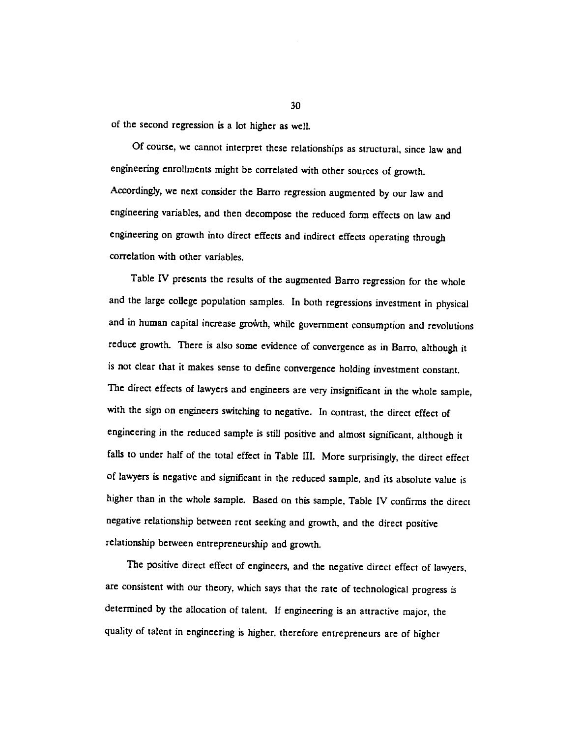of the second regression is a lot higher as well.

Of course, we cannot interpret these relationships as structural, since law and engineering enrollments might be correlated with other sources of growth. Accordingly, we next consider the Barro regression augmented by our law and engineering variables, and then decompose the reduced form effects on law and engineering on growth into direct effects and indirect effects operating through correlation with other variables.

Table IV presents the results of the augmented Barro regression for the whole and the large college population samples. In both regressions investment in physical and in human capital increase growth, while government consumption and revolutions reduce growth. There is also some evidence of convergence as in Barro, although it is not clear that it makes sense to define convergence holding investment constant. The direct effects of lawyers and engineers are very insignificant in the whole sample, with the sign on engineers switching to negative. In contrast, the direct effect of engineering in the reduced sample is still positive and almost significant, although it falls to under half of the total effect in Table III. More surprisingly, the direct effect of lawyers is negative and significant in the reduced sample, and its absolute value is higher than in the whole sample. Based on this sample, Table IV confirms the direct negative relationship between rent seeking and growth, and the direct positive relationship between entrepreneurship and growth.

The positive direct effect of engineers, and the negative direct effect of lawyers, are consistent with our theory, which says that the rate of technological progress is determined by the allocation of talent. If engineering is an attractive major, the quality of talent in engineering is higher, therefore entrepreneurs are of higher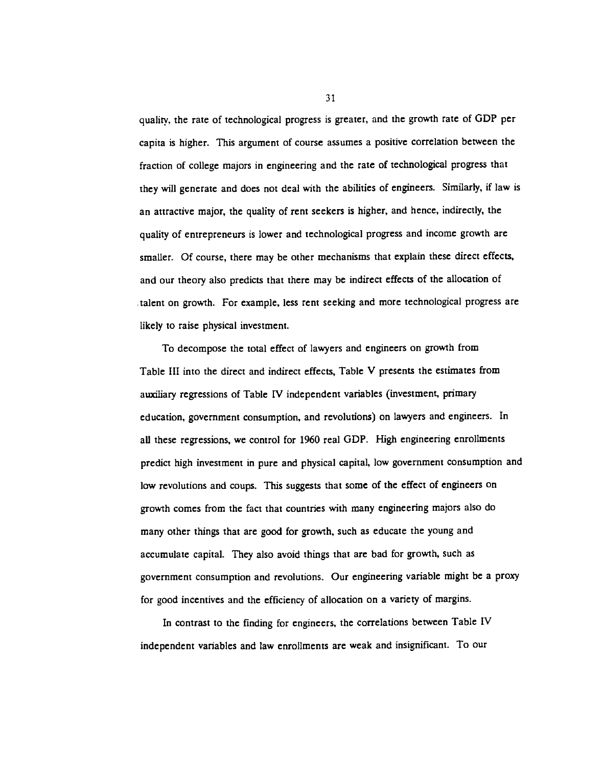quality, the rate of technological progress is greater, and the growth rate of GDP per capita is higher. This argument of course assumes a positive correlation between the fraction of college majors in engineering and the rate of technological progress that they will generate and does not deal with the abilities of engineers. Similarly, if law is an attractive major, the quality of rent seekers is higher, and hence, indirectly, the quality of entrepreneurs is lower and technological progress and income growth are smaller. Of course, there may be other mechanisms that explain these direct effects, and our theory also predicts that there may be indirect effects of the allocation of talent on growth. For example, less rent seeking and more technological progress are likely to raise physical investment.

To decompose the total effect of lawyers and engineers on growth from Table III into the direct and indirect effects, Table V presents the estimates from auxiliary regressions of Table IV independent variables (investment, primary education, government consumption, and revolutions) on lawyers and engineers. In all these regressions, we control for 1960 real GDP. High engineering enrollments predict high investment in pure and physical capital, low government consumption and low revolutions and coups. This suggests that some of the effect of engineers on growth comes from the fact that countries with many engineering majors also do many other things that are good for growth, such as educate the young and accumulate capital. They also avoid things that are bad for growth, such as government consumption and revolutions. Our engineering variable might be a proxy for good incentives and the efficiency of allocation on a variety of margins.

In contrast to the finding for engineers, the correlations between Table IV independent variables and law enrollments are weak and insignificant. To our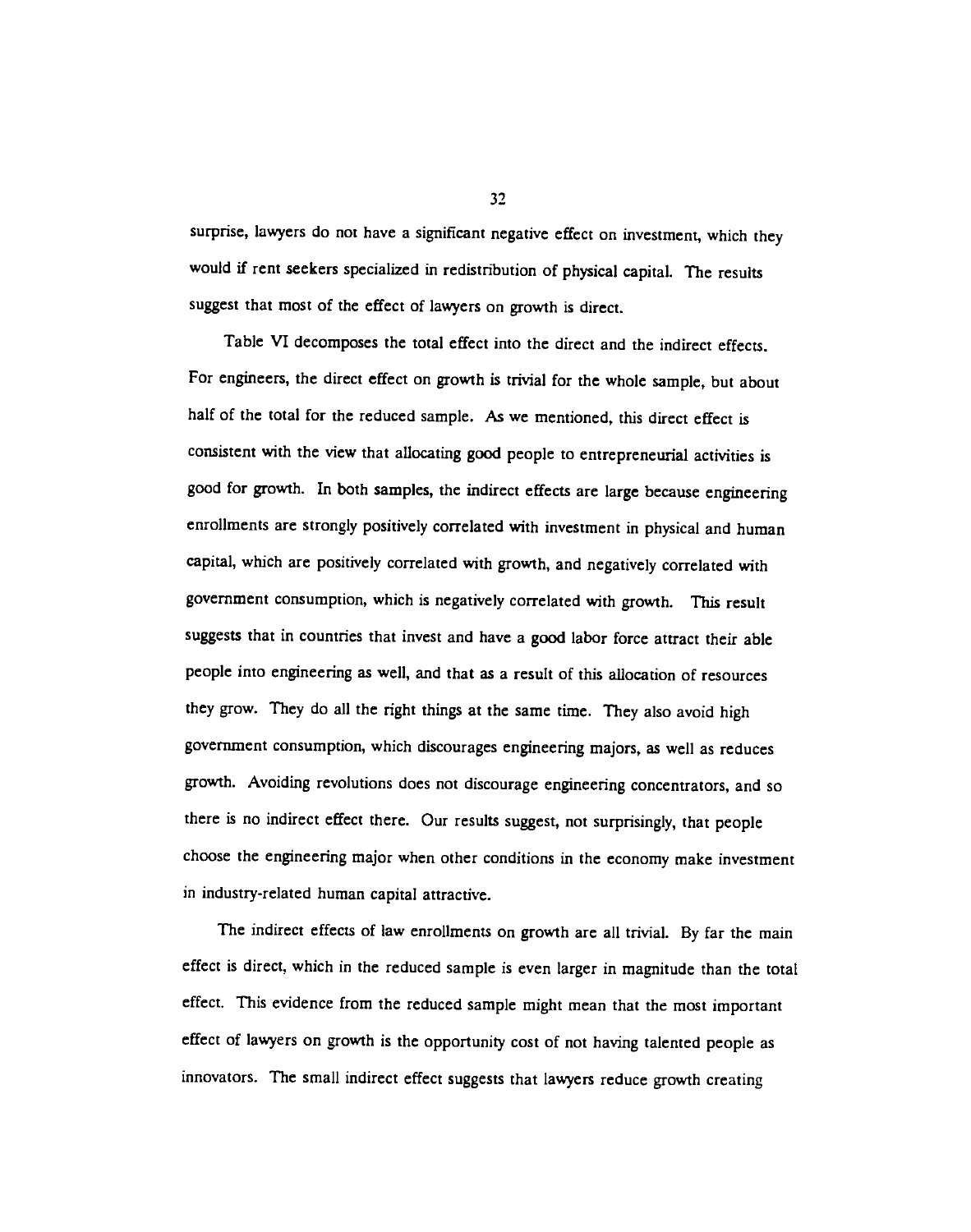surprise, lawyers do not have a significant negative effect on investment, which they would if rent seekers specialized in redistribution of physical capital. The results suggest that most of the effect of lawyers on growth is direct.

Table VI decomposes the total effect into the direct and the indirect effects. For engineers, the direct effect on growth is trivial for the whole sample, but about half of the total for the reduced sample. As we mentioned, this direct effect is consistent with the view that allocating good people to entrepreneurial activities is good for growth. In both samples, the indirect effects are large because engineering enrollments are strongly positively correlated with investment in physical and human capital, which are positively correlated with growth, and negatively correlated with government consumption, which is negatively correlated with growth. This result suggests that in countries that invest and have a good labor force attract their able people into engineering as well, and that as a result of this allocation of resources they grow. They do all the right things at the same time. They also avoid high government consumption, which discourages engineering majors, as well as reduces growth. Avoiding revolutions does not discourage engineering concentrators, and so there is no indirect effect there. Our results suggest, not surprisingly, that people choose the engineering major when other conditions in the economy make investment in industry-related human capital attractive.

The indirect effects of law enrollments on growth are all trivial. By far the main effect is direct, which in the reduced sample is even larger in magnitude than the total effect. This evidence from the reduced sample might mean that the most important effect of lawyers on growth is the opportunity cost of not having talented people as innovators. The small indirect effect suggests that lawyers reduce growth creating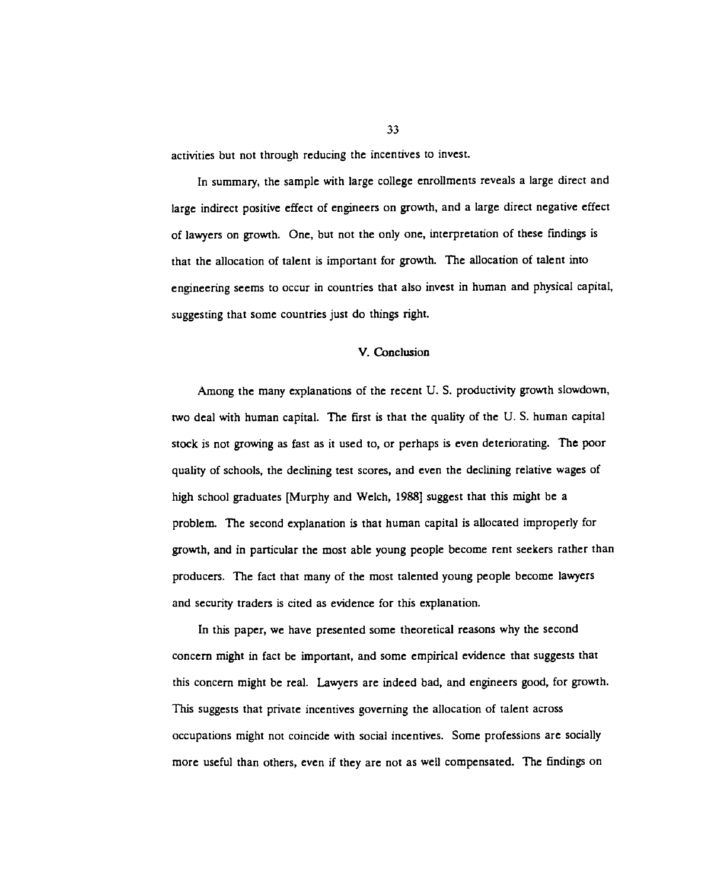activities but not through reducing the incentives to invest.

In summary, the sample with large college enrollments reveals a large direct and large indirect positive effect of engineers on growth, and a large direct negative effect of lawyers on growth. One, but not the only one, interpretation of these findings is that the allocation of talent is important for growth. The allocation of talent into engineering seems to occur in countries that also invest in human and physical capital, suggesting that some countries just do things right.

## V. Conclusion

Among the many explanations of the recent U. S. productivity growth slowdown, two deal with human capital. The first is that the quality of the U. S. human capital stock is not growing as fast as it used to, or perhaps is even deteriorating. The poor quality of schools, the declining test scores, and even the declining relative wages of high school graduates [Murphy and Welch, 1988] suggest that this might be a problem. The second explanation is that human capital is allocated improperly for growth, and in particular the most able young people become rent seekers rather than producers. The fact that many of the most talented young people become lawyers and security traders is cited as evidence for this explanation.

In this paper, we have presented some theoretical reasons why the second concern might in fact be important, and some empirical evidence that suggests that this concern might be real. Lawyers are indeed bad, and engineers good, for growth. This suggests that private incentives governing the allocation of talent across occupations might not coincide with social incentives. Some professions are socially more useful than others, even if they are not as well compensated. The findings on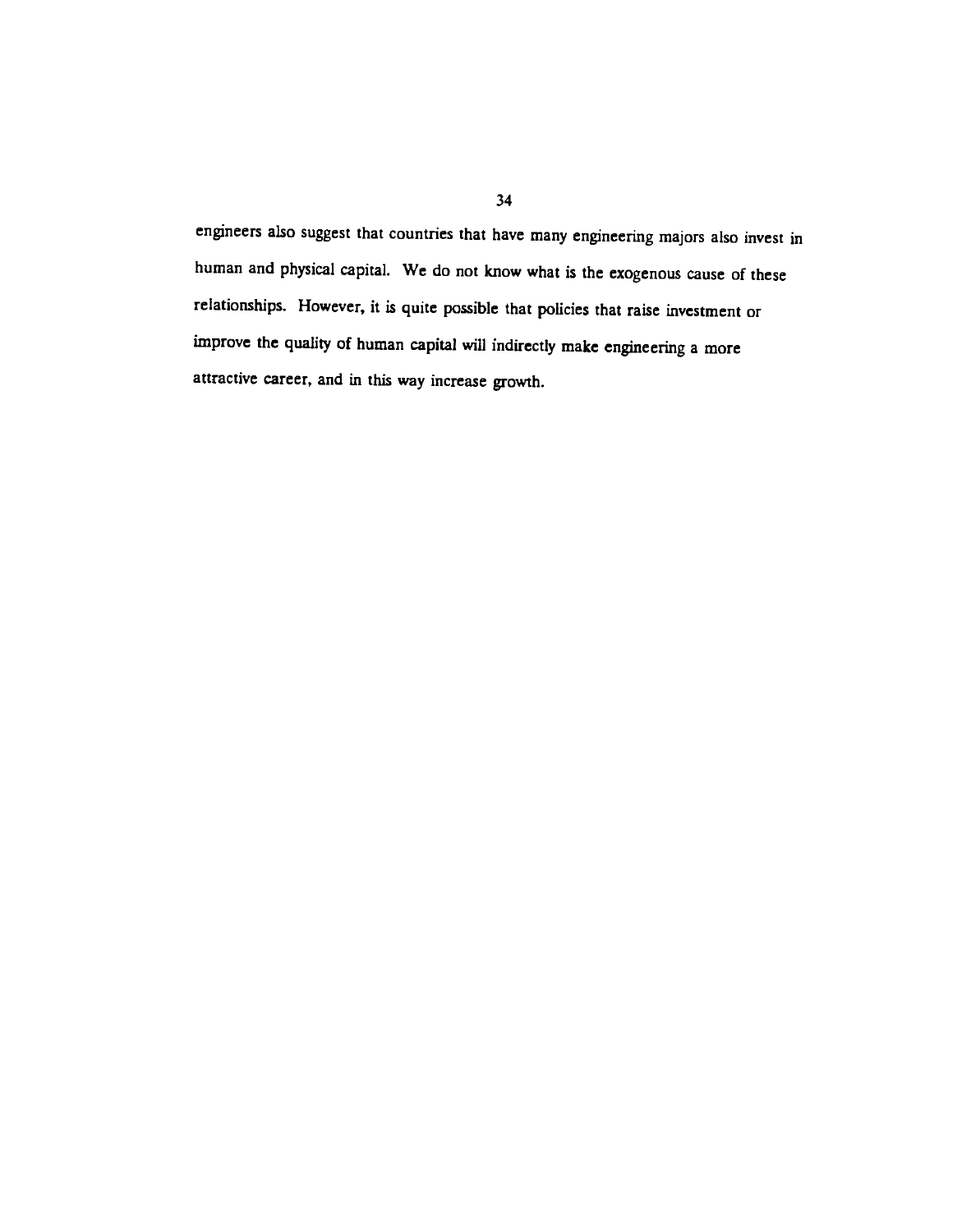engineers also suggest that countries that have many engineering majors also invest in human and physical capital. We do not know what is the exogenous cause of these relationships. However, it is quite possible that policies that raise investment or improve the quality of human capital will indirectly make engineering a more attractive career, and in this way increase growth.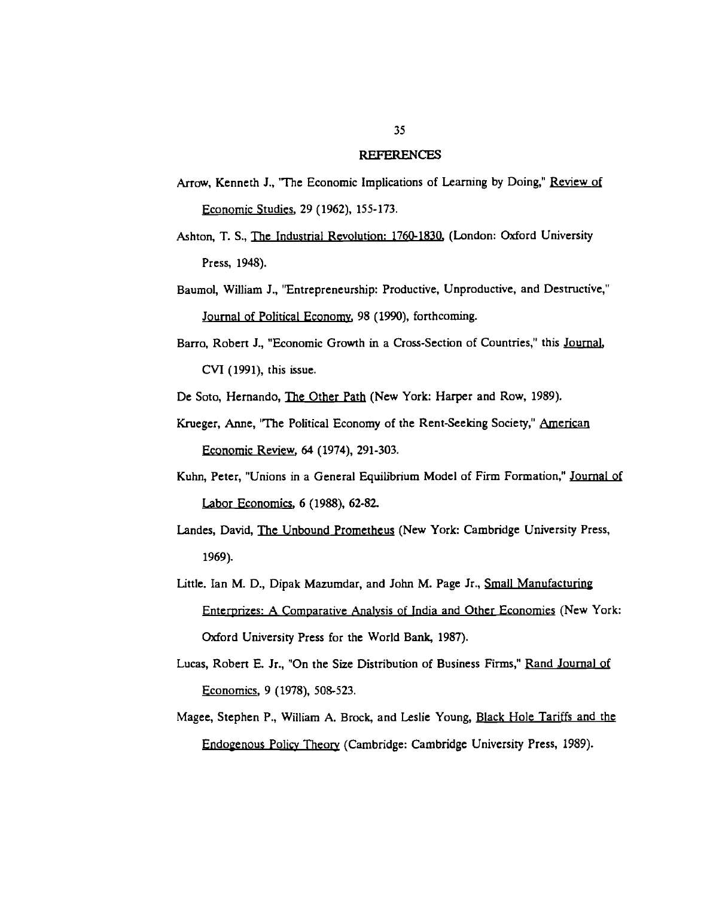## REFERENCES

Arrow, Kenneth J., "The Economic Implications of Learning by Doing," Review of Economic Studies, 29 (1962), 155-173.

Ashton, T. S., The Industrial Revolution: 1760-1830, (London: Oxford University Press, 1948).

Baumol, William J., "Entrepreneurship: Productive, Unproductive, and Destructive," Journal of Political Economy, 98 (1990), forthcoming.

Barro, Robert J., "Economic Growth in a Cross-Section of Countries," this Journal, CVI (1991), this issue.

De Soto, Hernando, The Other Path (New York: Harper and Row, 1989).

Krueger, Anne, "The Political Economy of the Rent-Seeking Society," American Economic Review, 64 (1974), 291-303.

Kuhn, Peter, "Unions in a General Equilibrium Model of Firm Formation," Journal of Labor Economics, 6 (1988), 62-82.

Landes, David, The Unbound Prometheus (New York: Cambridge University Press, 1969).

Little. Ian M. D., Dipak Mazumdar, and John M. Page Jr., Small Manufacturing Enterprizes: A Comparative Analysis of India and Other Economies (New York: Oxford University Press for the World Bank, 1987).

Lucas, Robert E. Jr., "On the Size Distribution of Business Firms," Rand Journal of Economics, 9 (1978), 508-523.

Magee, Stephen P., William A. Brock, and Leslie Young, Black Hole Tariffs and the Endogenous Policy Theory (Cambridge: Cambridge University Press, 1989).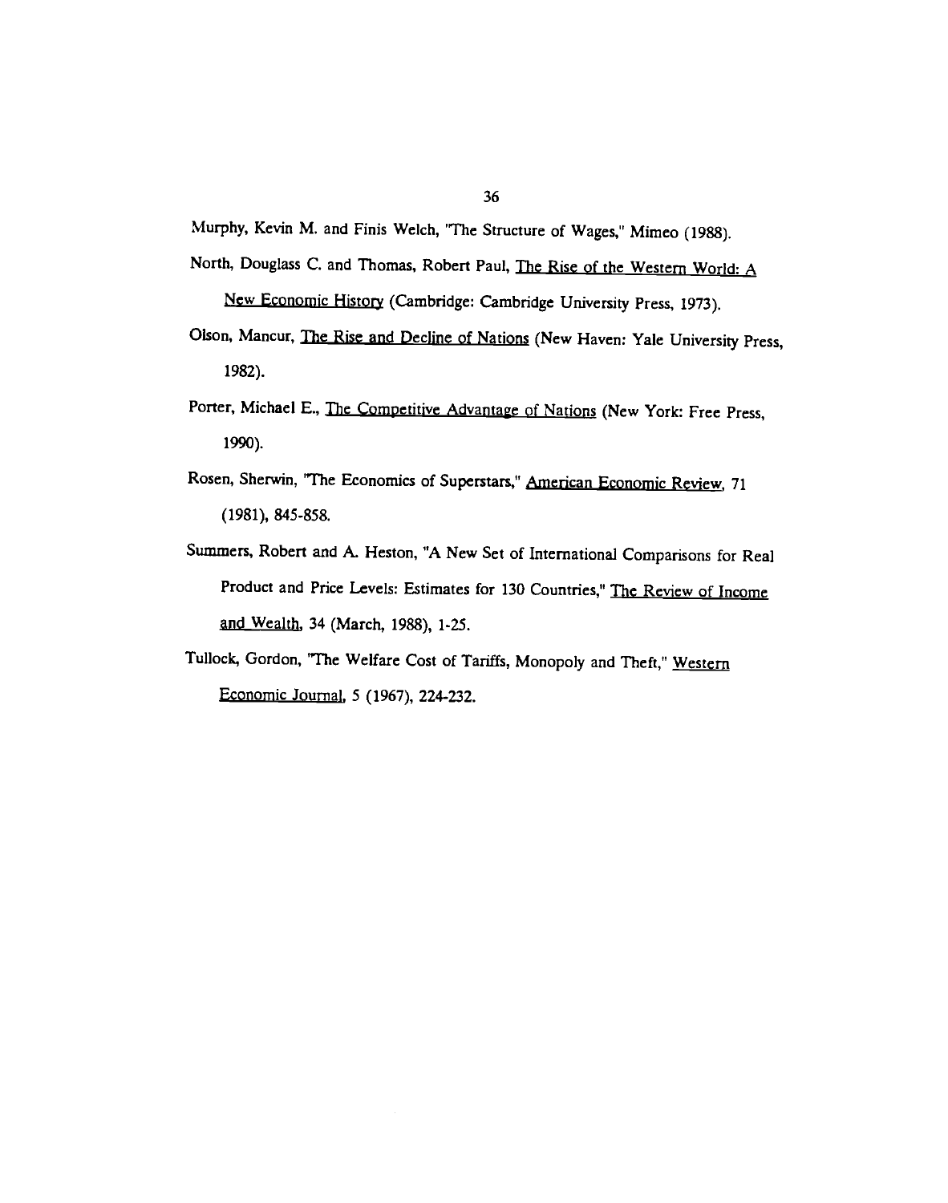Murphy, Kevin M. and Finis Welch, "The Structure of Wages," Mimeo (1988).

North, Douglass C. and Thomas, Robert Paul, The Rise of the Western World: A New Economic History (Cambridge: Cambridge University Press, 1973).

Olson, Mancur, The Rise and Decline of Nations (New Haven: Yale University Press, 1982).

Porter, Michael E., The Competitive Advantage of Nations (New York: Free Press, 1990).

Rosen, Sherwin, "The Economics of Superstars," American Economic Review, 71 (1981), 845-858.

Summers, Robert and A. Heston, "A New Set of International Comparisons for Real Product and Price Levels: Estimates for 130 Countries," The Review of Income and Wealth, 34 (March, 1988), 1-25.

Tullock, Gordon, "The Welfare Cost of Tariffs, Monopoly and Theft," Western Economic Journal, 5 (1967), 224-232.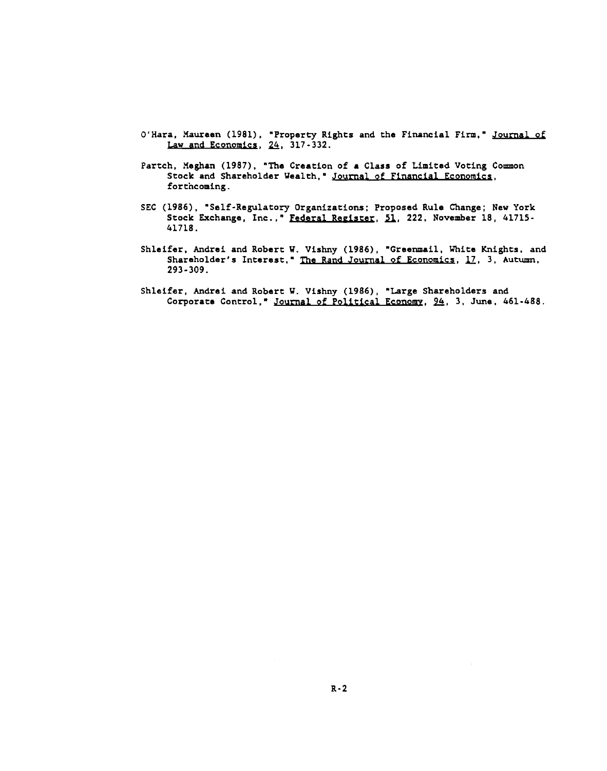O'Hara, Maureen (1981), "Property Rights and the Financial Firm," Journal of Law and Economics, 24, 317-332.

Partch, Meghan (1987), "The Creation of a Class of Limited Voting Common Stock and Shareholder Wealth," Journal of Financial Economics, forthcoming.

SEC (1986), "Self-Regulatory Organizations; Proposed Rule Change; New York Stock Exchange, Inc.," Federal Register, 51, 222, November 18, 41715-41718.

Shleifer, Andrei and Robert W. Vishny (1986), "Greenmail, White Knights, and Shareholder's Interest," The Rand Journal of Economics, 17, 3, Autumn, 293-309.

Shleifer, Andrei and Robert W. Vishny (1986), "Large Shareholders and Corporate Control," Journal of Political Economy, 94, 3, June, 461-488.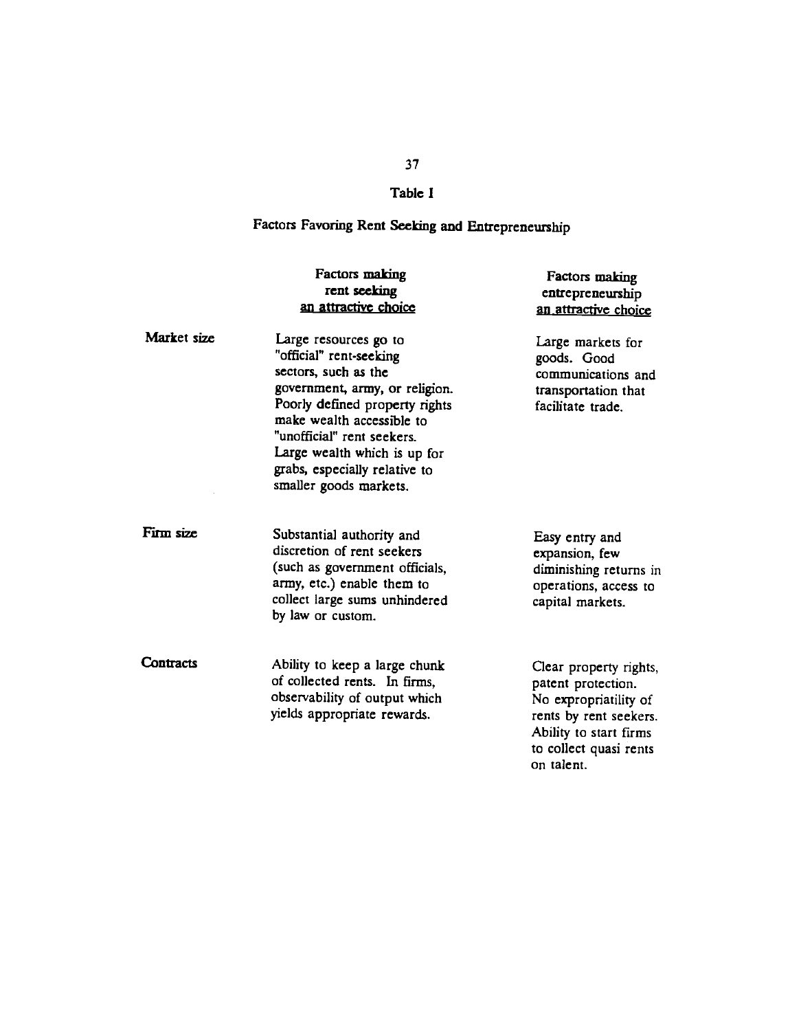**Table I**

**Factors Favoring Rent Seeking and Entrepreneurship**

| | Factors making rent seeking an attractive choice | Factors making entrepreneurship an attractive choice |
|---|---|---|
| **Market size** | Large resources go to "official" rent-seeking sectors, such as the government, army, or religion. Poorly defined property rights make wealth accessible to "unofficial" rent seekers. Large wealth which is up for grabs, especially relative to smaller goods markets. | Large markets for goods. Good communications and transportation that facilitate trade. |
| **Firm size** | Substantial authority and discretion of rent seekers (such as government officials, army, etc.) enable them to collect large sums unhindered by law or custom. | Easy entry and expansion, few diminishing returns in operations, access to capital markets. |
| **Contracts** | Ability to keep a large chunk of collected rents. In firms, observability of output which yields appropriate rewards. | Clear property rights, patent protection. No expropriatility of rents by rent seekers. Ability to start firms to collect quasi rents on talent. |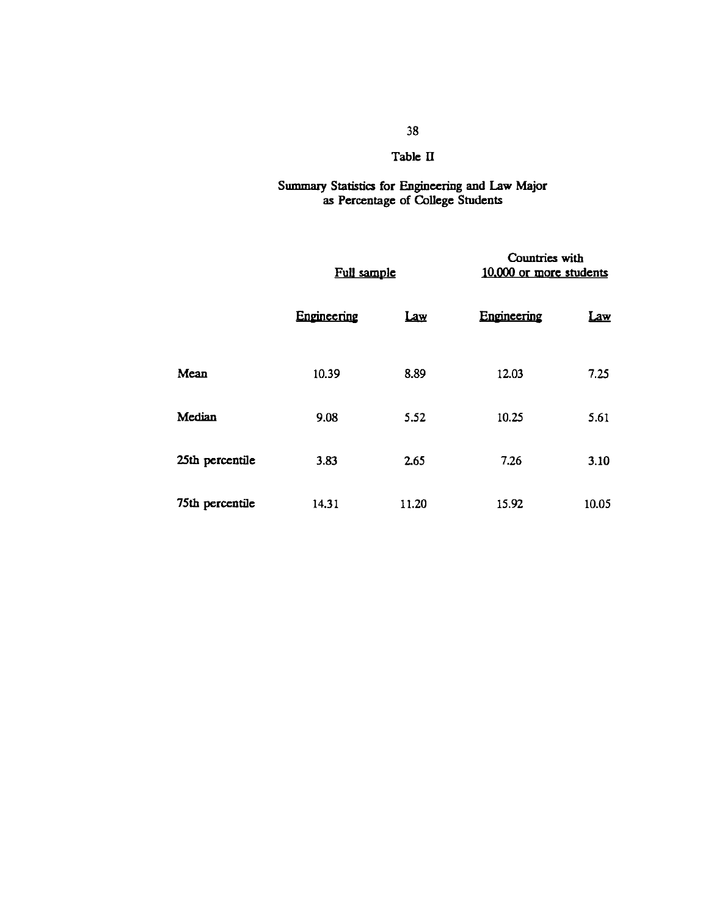## Table II

### Summary Statistics for Engineering and Law Major as Percentage of College Students

| | Full sample | | Countries with 10,000 or more students | |
|---|---|---|---|---|
| | Engineering | Law | Engineering | Law |
| Mean | 10.39 | 8.89 | 12.03 | 7.25 |
| Median | 9.08 | 5.52 | 10.25 | 5.61 |
| 25th percentile | 3.83 | 2.65 | 7.26 | 3.10 |
| 75th percentile | 14.31 | 11.20 | 15.92 | 10.05 |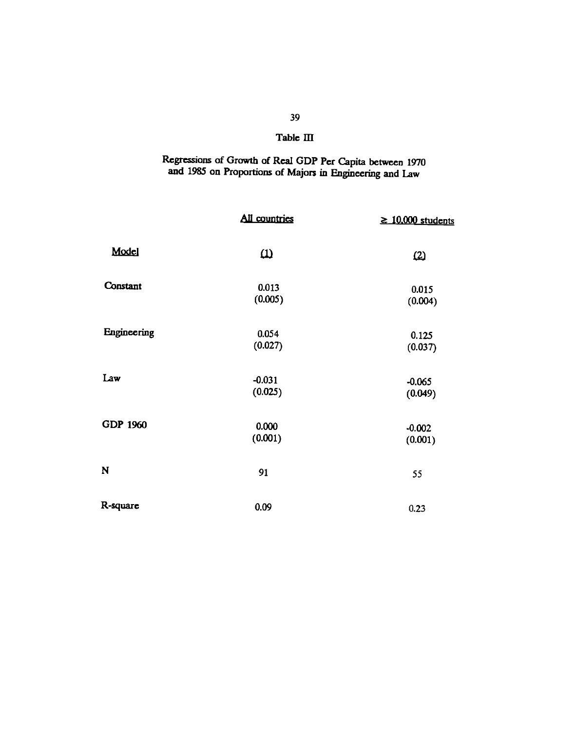## Table III

Regressions of Growth of Real GDP Per Capita between 1970 and 1985 on Proportions of Majors in Engineering and Law

| | All countries | ≥ 10,000 students |
|---|---|---|
| Model | (1) | (2) |
| Constant | 0.013 (0.005) | 0.015 (0.004) |
| Engineering | 0.054 (0.027) | 0.125 (0.037) |
| Law | -0.031 (0.025) | -0.065 (0.049) |
| GDP 1960 | 0.000 (0.001) | -0.002 (0.001) |
| N | 91 | 55 |
| R-square | 0.09 | 0.23 |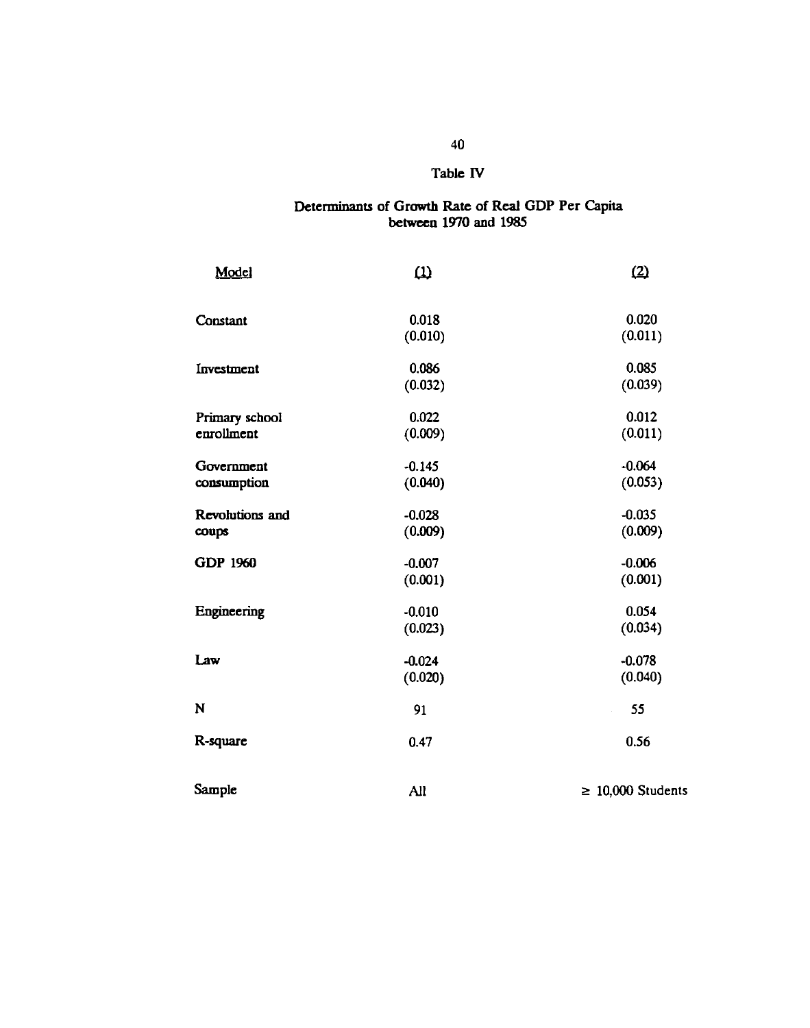## Table IV

### Determinants of Growth Rate of Real GDP Per Capita between 1970 and 1985

| Model | (1) | (2) |
|---|---|---|
| Constant | 0.018<br>(0.010) | 0.020<br>(0.011) |
| Investment | 0.086<br>(0.032) | 0.085<br>(0.039) |
| Primary school enrollment | 0.022<br>(0.009) | 0.012<br>(0.011) |
| Government consumption | -0.145<br>(0.040) | -0.064<br>(0.053) |
| Revolutions and coups | -0.028<br>(0.009) | -0.035<br>(0.009) |
| GDP 1960 | -0.007<br>(0.001) | -0.006<br>(0.001) |
| Engineering | -0.010<br>(0.023) | 0.054<br>(0.034) |
| Law | -0.024<br>(0.020) | -0.078<br>(0.040) |
| N | 91 | 55 |
| R-square | 0.47 | 0.56 |
| Sample | All | ≥ 10,000 Students |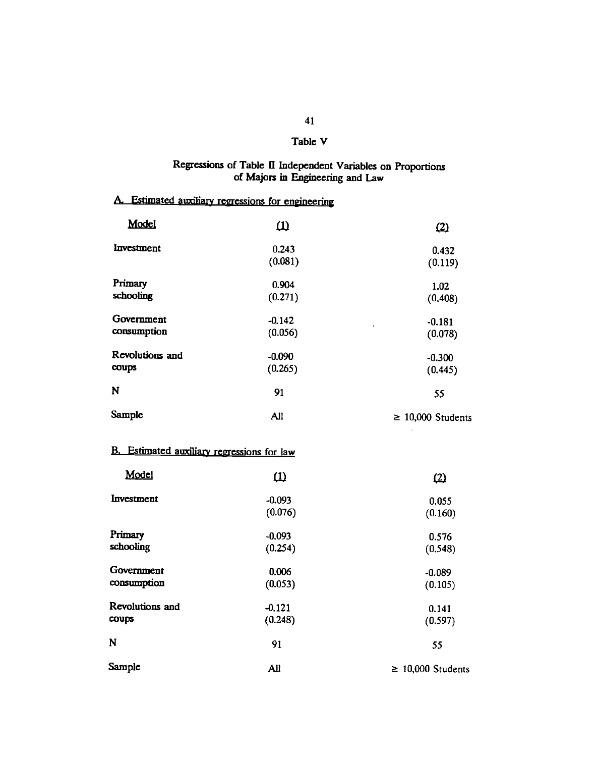# Table V

## Regressions of Table II Independent Variables on Proportions of Majors in Engineering and Law

### A. Estimated auxiliary regressions for engineering

| Model | (1) | (2) |
|---|---|---|
| Investment | 0.243 | 0.432 |
| | (0.081) | (0.119) |
| Primary schooling | 0.904 | 1.02 |
| | (0.271) | (0.408) |
| Government consumption | -0.142 | -0.181 |
| | (0.056) | (0.078) |
| Revolutions and coups | -0.090 | -0.300 |
| | (0.265) | (0.445) |
| N | 91 | 55 |
| Sample | All | ≥ 10,000 Students |

### B. Estimated auxiliary regressions for law

| Model | (1) | (2) |
|---|---|---|
| Investment | -0.093 | 0.055 |
| | (0.076) | (0.160) |
| Primary schooling | -0.093 | 0.576 |
| | (0.254) | (0.548) |
| Government consumption | 0.006 | -0.089 |
| | (0.053) | (0.105) |
| Revolutions and coups | -0.121 | 0.141 |
| | (0.248) | (0.597) |
| N | 91 | 55 |
| Sample | All | ≥ 10,000 Students |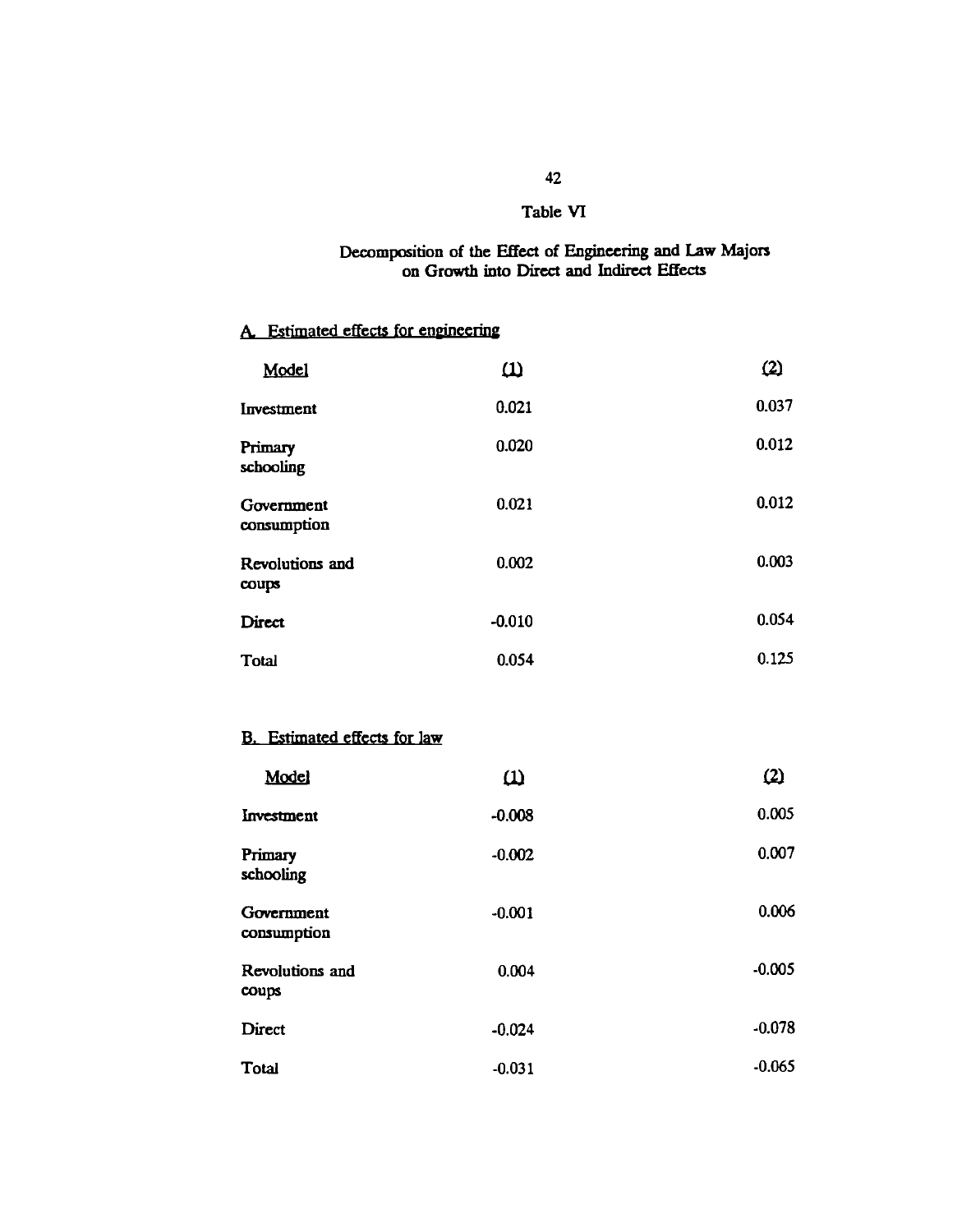Table VI

Decomposition of the Effect of Engineering and Law Majors on Growth into Direct and Indirect Effects

A. Estimated effects for engineering

| Model | (1) | (2) |
|---|---|---|
| Investment | 0.021 | 0.037 |
| Primary schooling | 0.020 | 0.012 |
| Government consumption | 0.021 | 0.012 |
| Revolutions and coups | 0.002 | 0.003 |
| Direct | -0.010 | 0.054 |
| Total | 0.054 | 0.125 |

B. Estimated effects for law

| Model | (1) | (2) |
|---|---|---|
| Investment | -0.008 | 0.005 |
| Primary schooling | -0.002 | 0.007 |
| Government consumption | -0.001 | 0.006 |
| Revolutions and coups | 0.004 | -0.005 |
| Direct | -0.024 | -0.078 |
| Total | -0.031 | -0.065 |